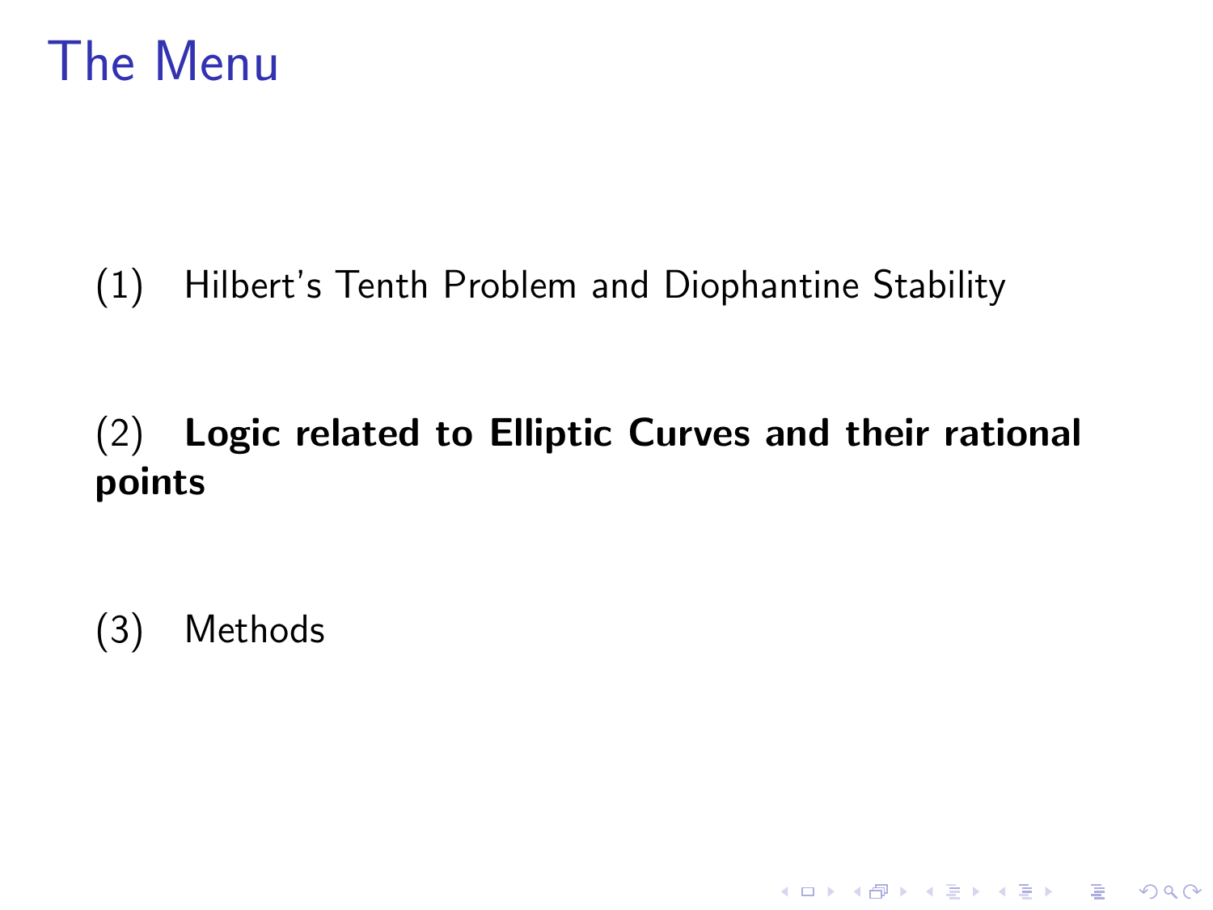# The Menu

(1) Hilbert's Tenth Problem and Diophantine Stability

(2) **Logic related to Elliptic Curves and their rational points**

(3) Methods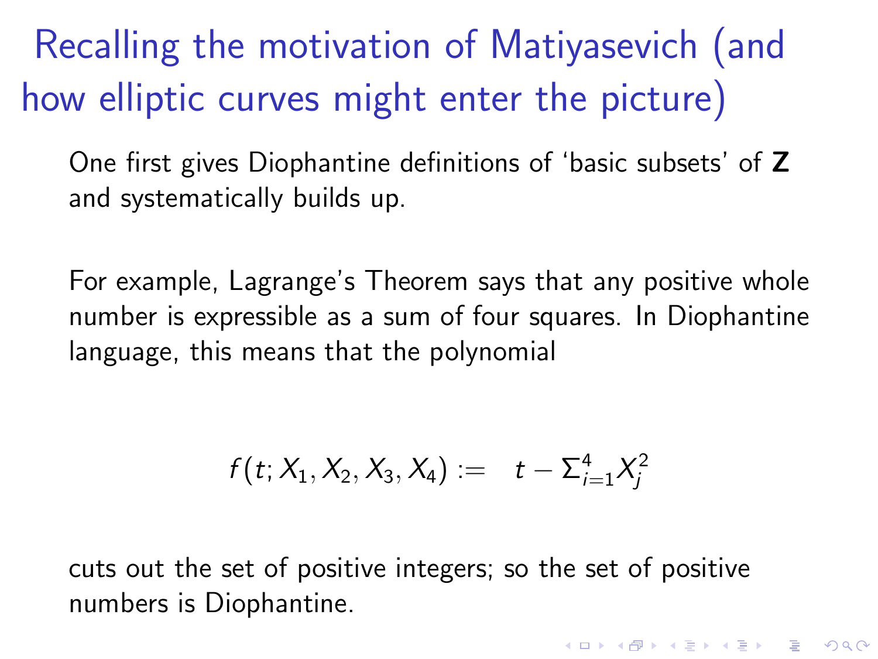# Recalling the motivation of Matiyasevich (and how elliptic curves might enter the picture)

One first gives Diophantine definitions of 'basic subsets' of **Z** and systematically builds up.

For example, Lagrange's Theorem says that any positive whole number is expressible as a sum of four squares. In Diophantine language, this means that the polynomial

$$f(t; X_1, X_2, X_3, X_4) := \quad t - \Sigma_{i=1}^{4} X_j^2$$

cuts out the set of positive integers; so the set of positive numbers is Diophantine.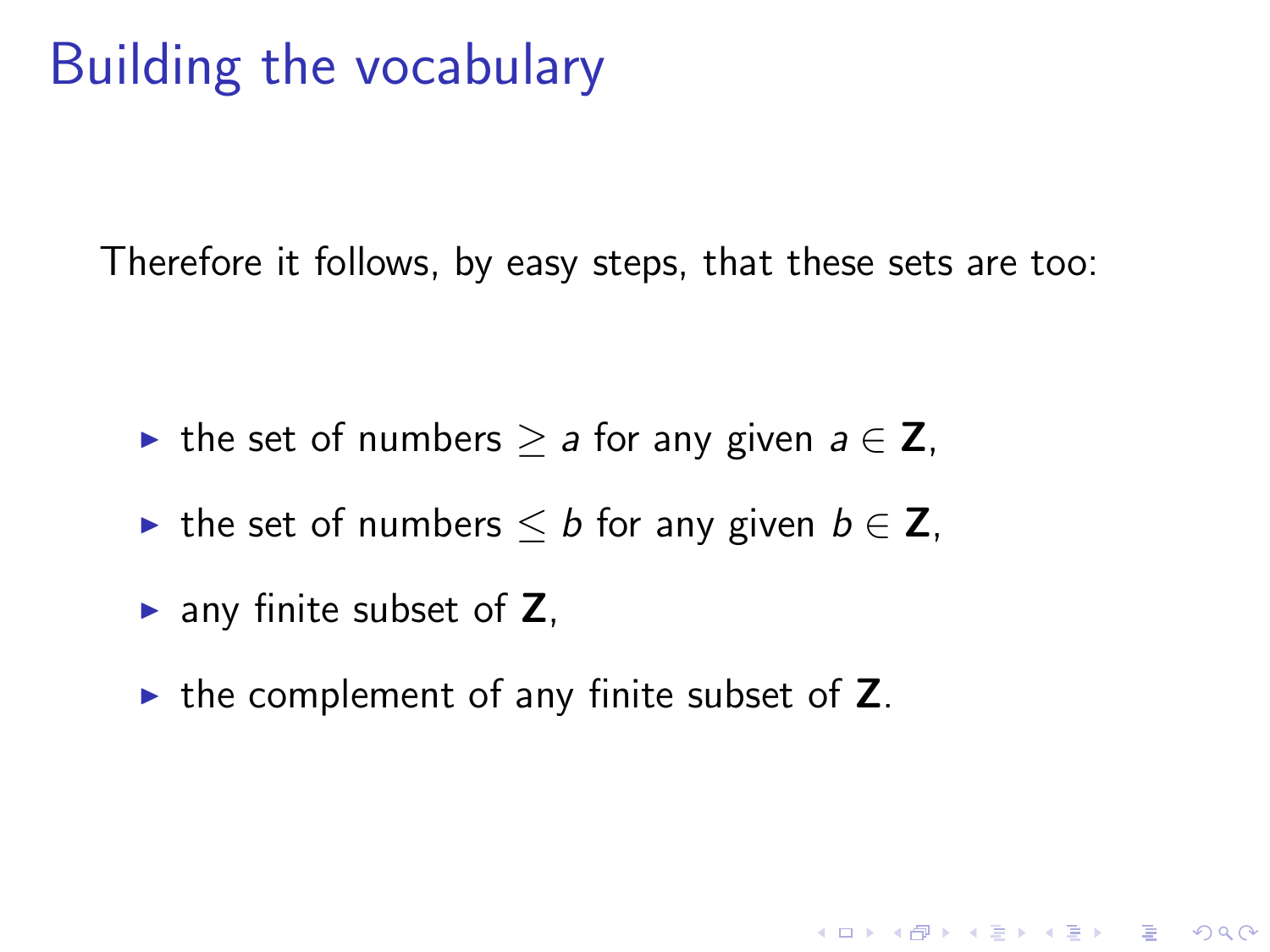# Building the vocabulary

Therefore it follows, by easy steps, that these sets are too:

- the set of numbers $\geq a$ for any given $a \in \mathbf{Z}$,
- the set of numbers $\leq b$ for any given $b \in \mathbf{Z}$,
- any finite subset of $\mathbf{Z}$,
- the complement of any finite subset of $\mathbf{Z}$.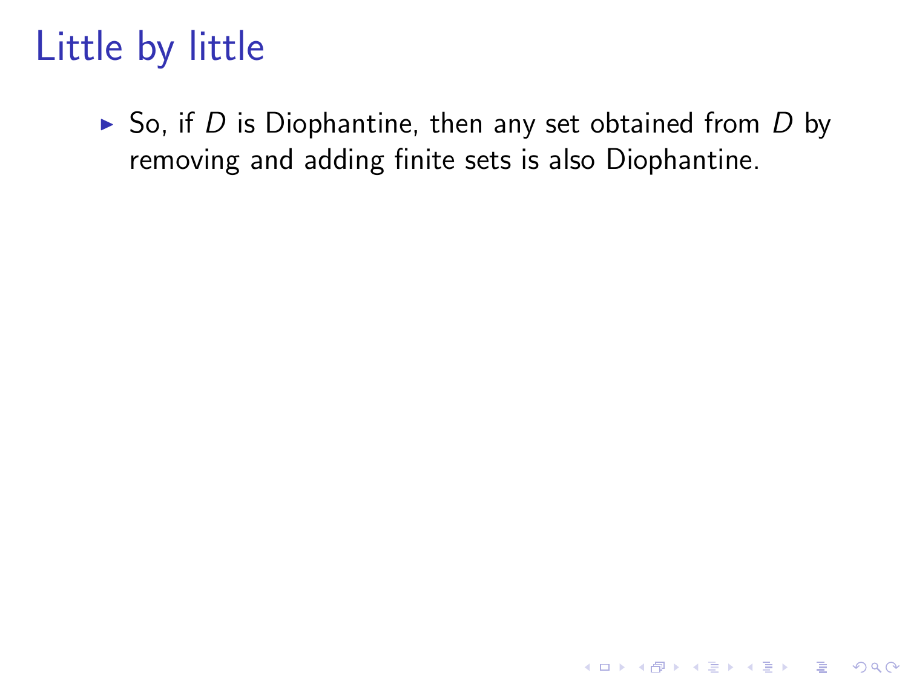# Little by little

- So, if $D$ is Diophantine, then any set obtained from $D$ by removing and adding finite sets is also Diophantine.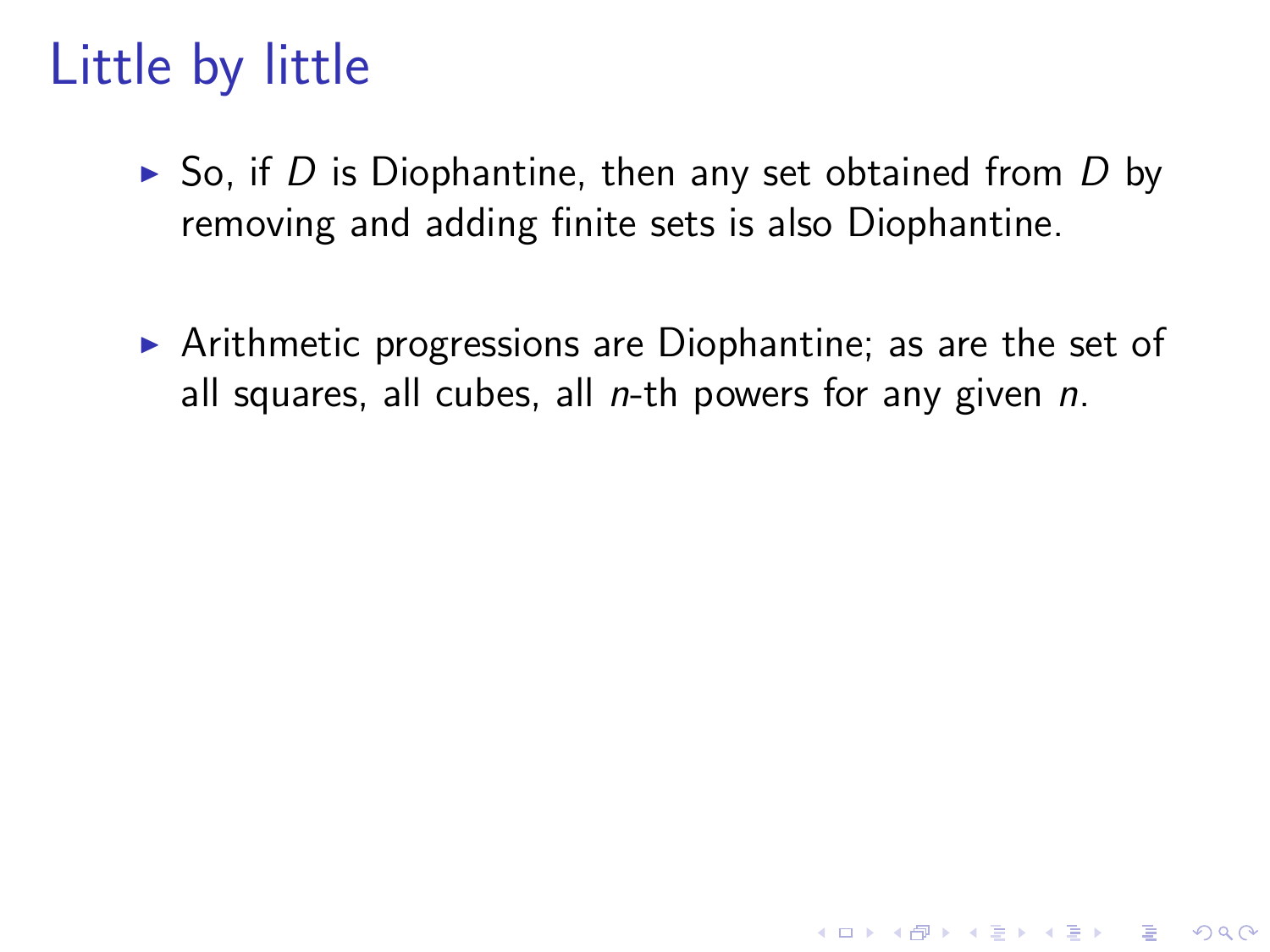# Little by little

- So, if $D$ is Diophantine, then any set obtained from $D$ by removing and adding finite sets is also Diophantine.

- Arithmetic progressions are Diophantine; as are the set of all squares, all cubes, all $n$-th powers for any given $n$.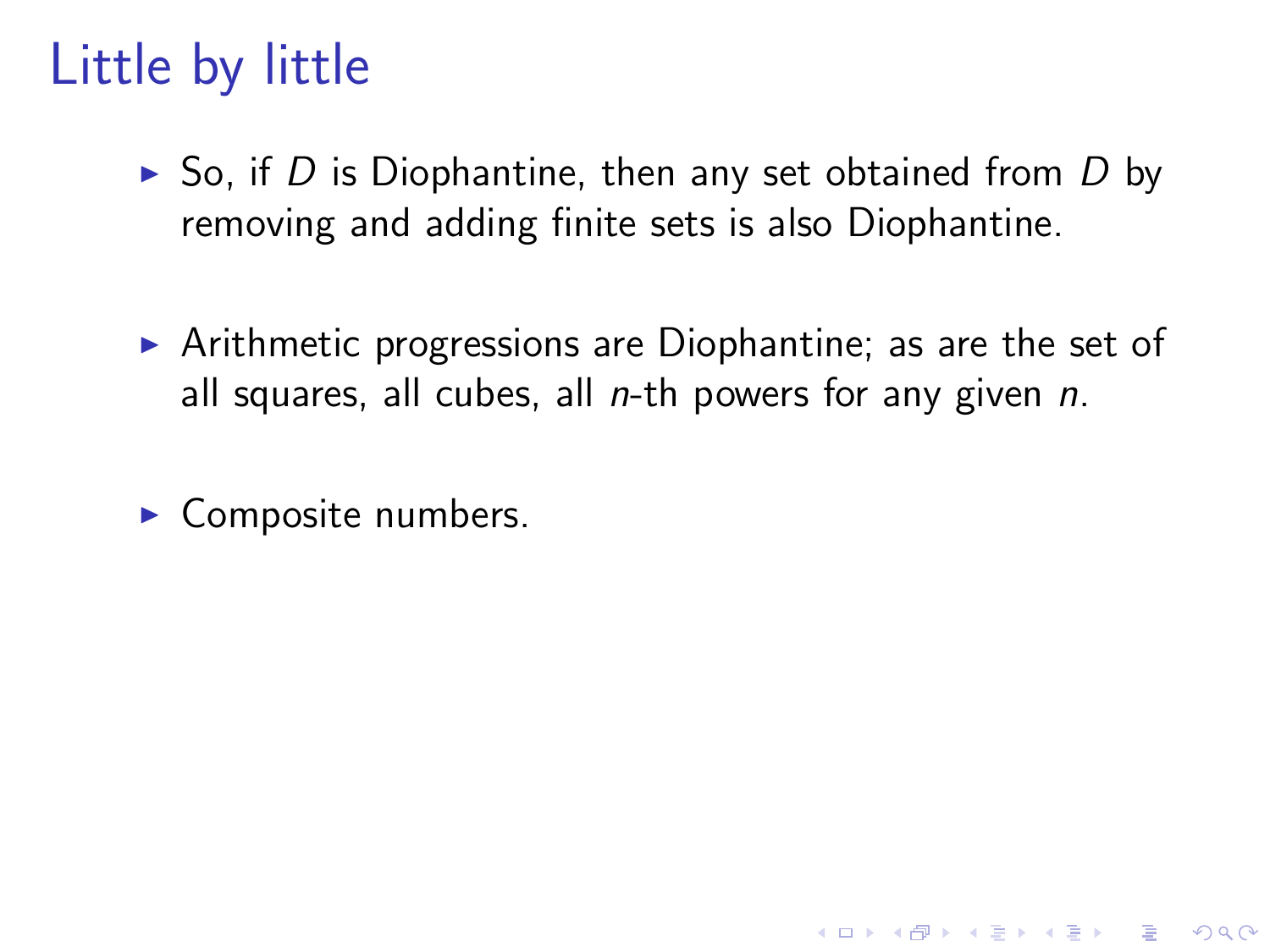# Little by little

- So, if $D$ is Diophantine, then any set obtained from $D$ by removing and adding finite sets is also Diophantine.
- Arithmetic progressions are Diophantine; as are the set of all squares, all cubes, all $n$-th powers for any given $n$.
- Composite numbers.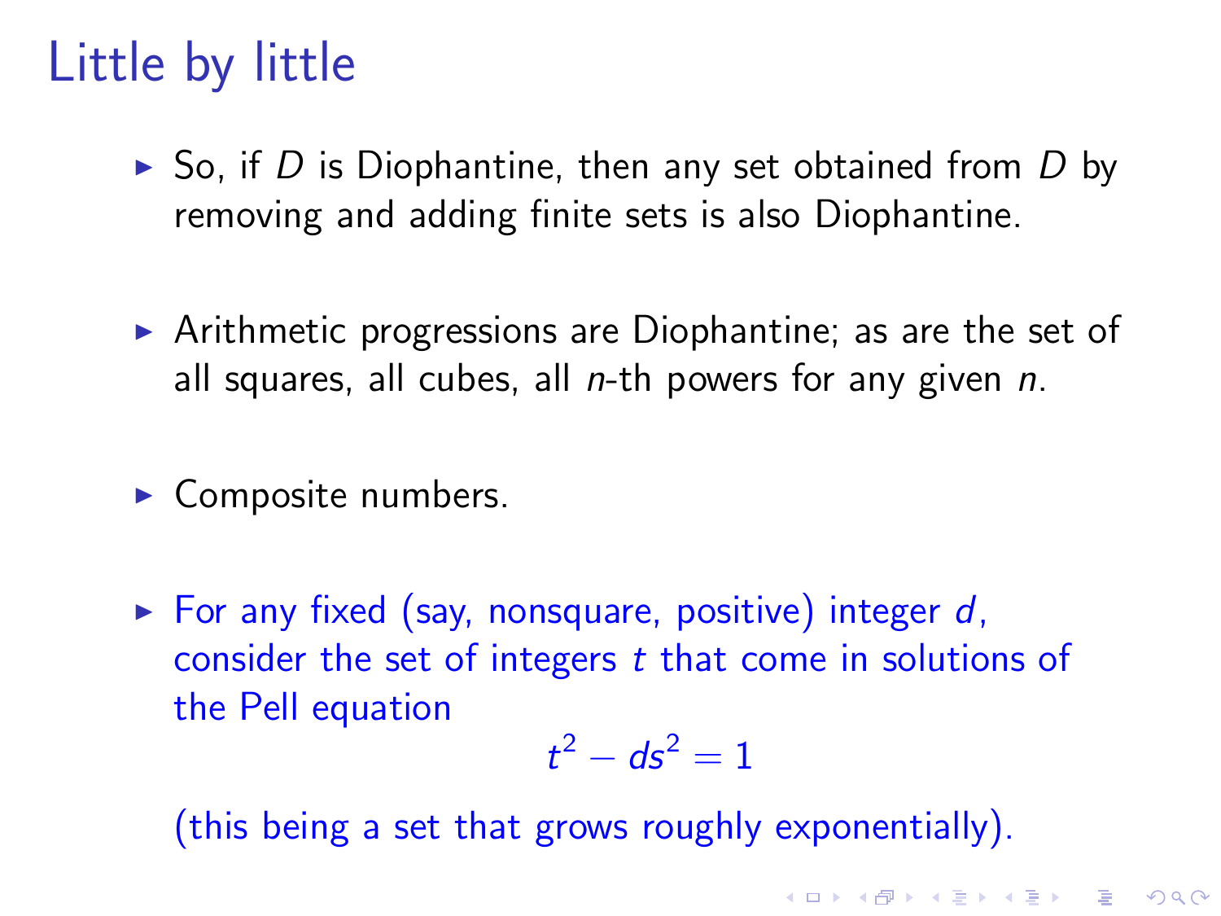# Little by little

- So, if $D$ is Diophantine, then any set obtained from $D$ by removing and adding finite sets is also Diophantine.
- Arithmetic progressions are Diophantine; as are the set of all squares, all cubes, all $n$-th powers for any given $n$.
- Composite numbers.
- For any fixed (say, nonsquare, positive) integer $d$, consider the set of integers $t$ that come in solutions of the Pell equation

$$t^2 - ds^2 = 1$$

(this being a set that grows roughly exponentially).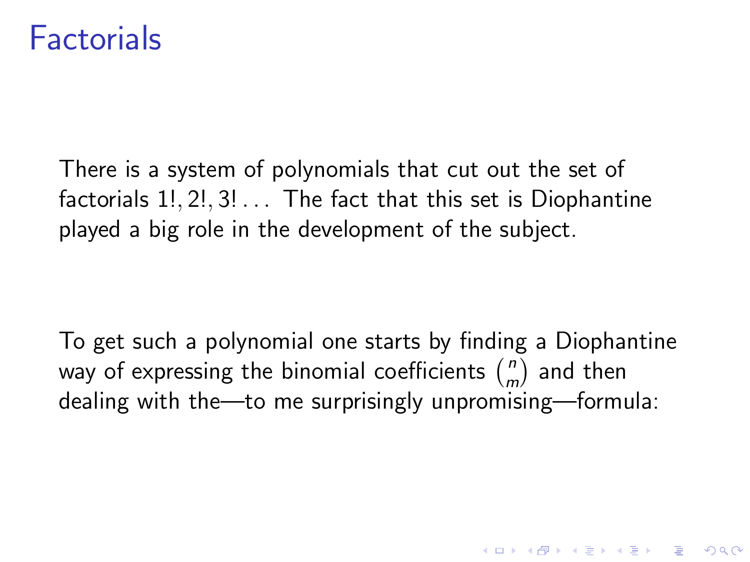# Factorials

There is a system of polynomials that cut out the set of factorials $1!, 2!, 3! \ldots$ The fact that this set is Diophantine played a big role in the development of the subject.

To get such a polynomial one starts by finding a Diophantine way of expressing the binomial coefficients $\binom{n}{m}$ and then dealing with the—to me surprisingly unpromising—formula: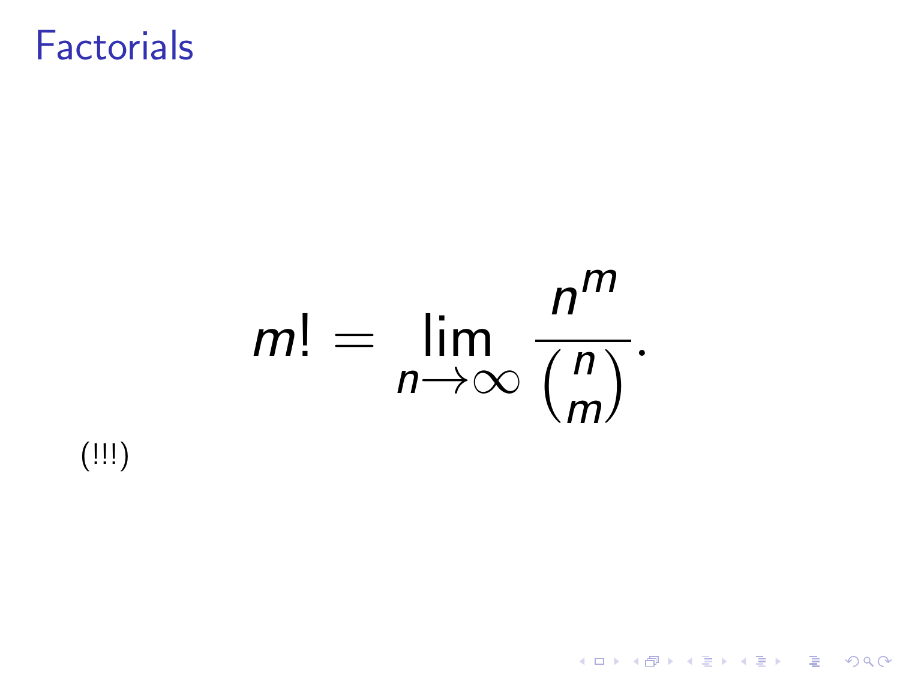# Factorials

$$m! = \lim_{n \to \infty} \frac{n^m}{\binom{n}{m}}.$$

(!!!)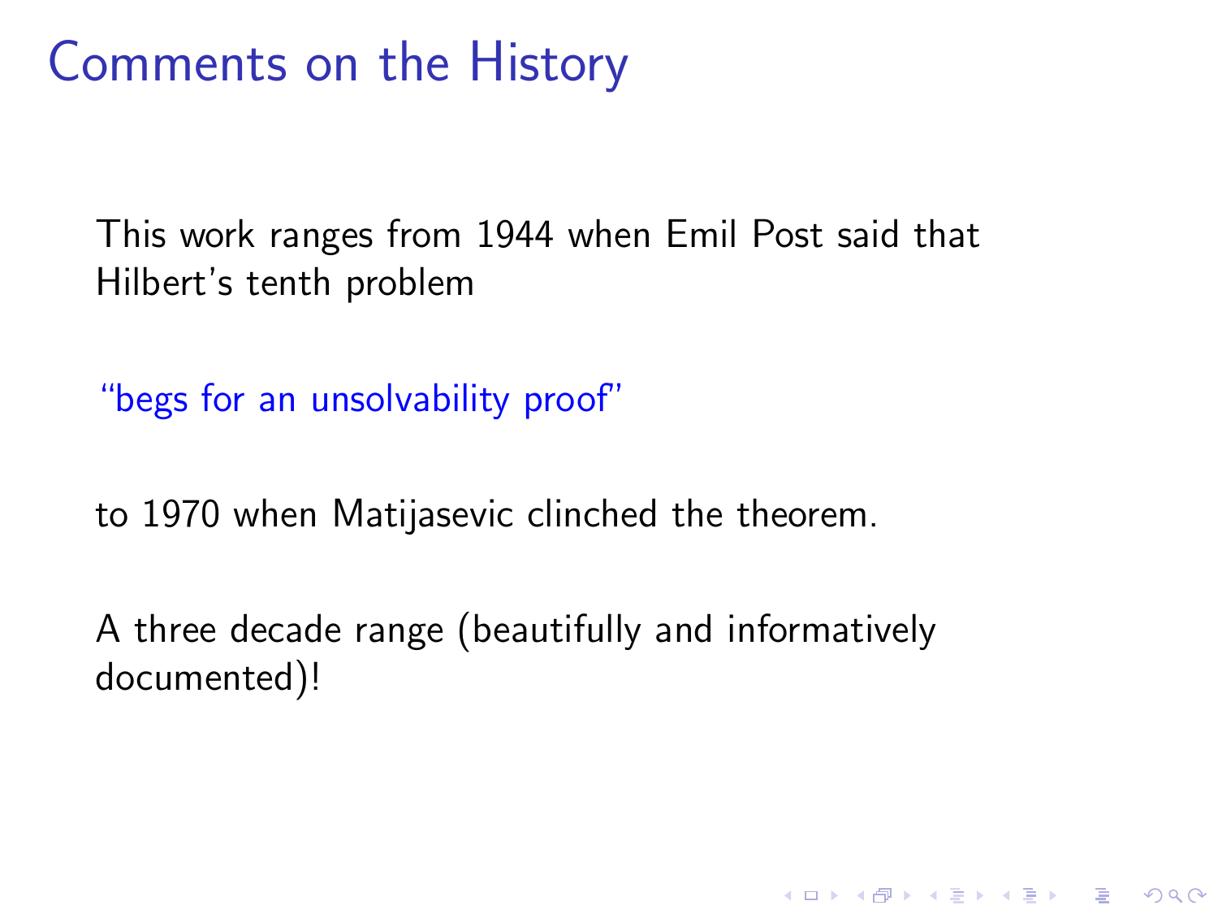# Comments on the History

This work ranges from 1944 when Emil Post said that Hilbert's tenth problem

"begs for an unsolvability proof"

to 1970 when Matijasevic clinched the theorem.

A three decade range (beautifully and informatively documented)!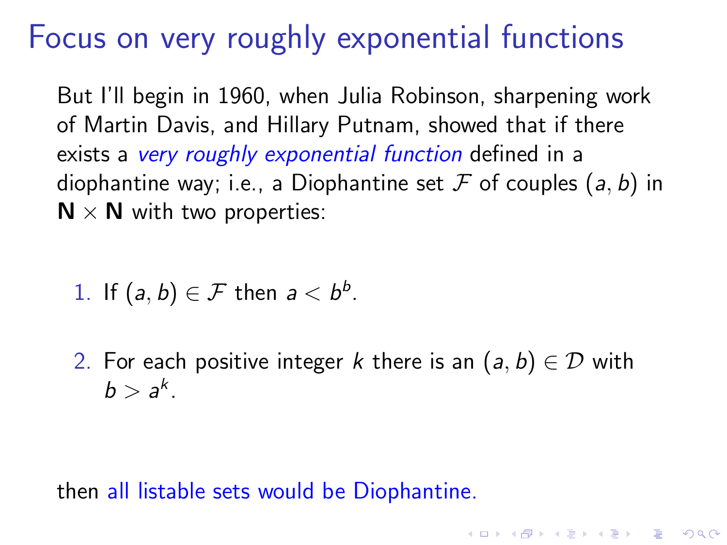# Focus on very roughly exponential functions

But I'll begin in 1960, when Julia Robinson, sharpening work of Martin Davis, and Hillary Putnam, showed that if there exists a *very roughly exponential function* defined in a diophantine way; i.e., a Diophantine set $\mathcal{F}$ of couples $(a, b)$ in $\mathbf{N} \times \mathbf{N}$ with two properties:

1. If $(a, b) \in \mathcal{F}$ then $a < b^b$.
2. For each positive integer $k$ there is an $(a, b) \in \mathcal{D}$ with $b > a^k$.

then all listable sets would be Diophantine.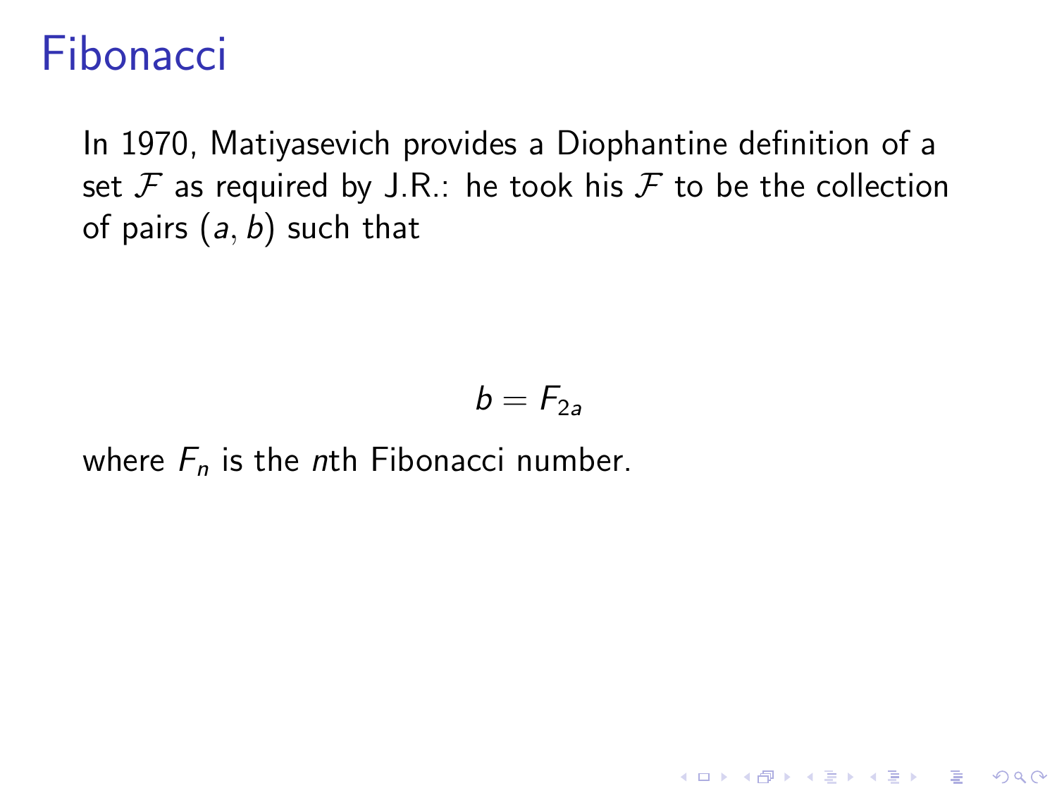# Fibonacci

In 1970, Matiyasevich provides a Diophantine definition of a set $\mathcal{F}$ as required by J.R.: he took his $\mathcal{F}$ to be the collection of pairs $(a, b)$ such that

$$b = F_{2a}$$

where $F_n$ is the $n$th Fibonacci number.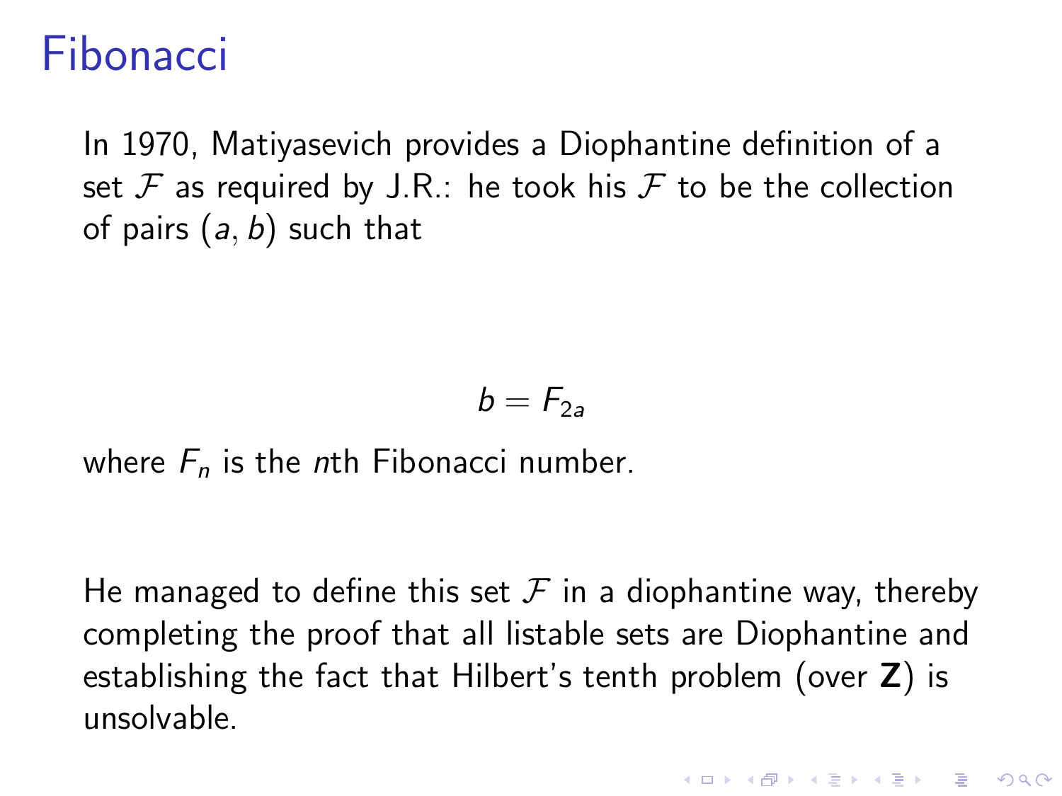# Fibonacci

In 1970, Matiyasevich provides a Diophantine definition of a set $\mathcal{F}$ as required by J.R.: he took his $\mathcal{F}$ to be the collection of pairs $(a, b)$ such that

$$b = F_{2a}$$

where $F_n$ is the $n$th Fibonacci number.

He managed to define this set $\mathcal{F}$ in a diophantine way, thereby completing the proof that all listable sets are Diophantine and establishing the fact that Hilbert's tenth problem (over $\mathbf{Z}$) is unsolvable.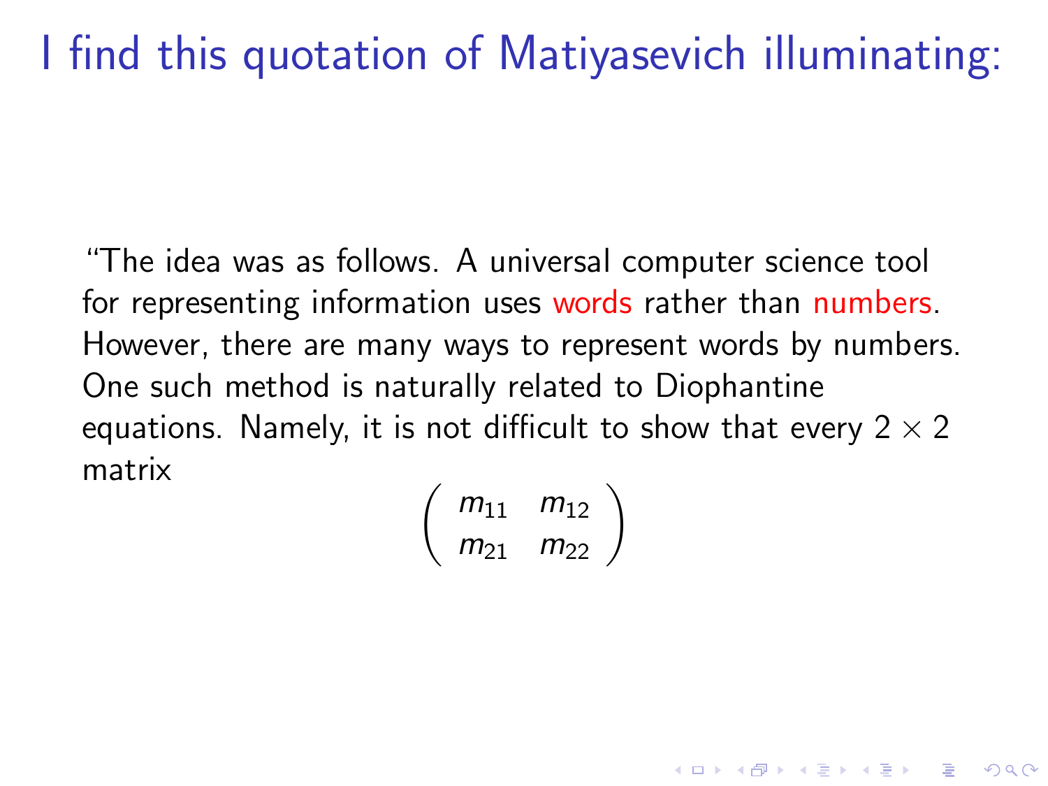# I find this quotation of Matiyasevich illuminating:

"The idea was as follows. A universal computer science tool for representing information uses words rather than numbers. However, there are many ways to represent words by numbers. One such method is naturally related to Diophantine equations. Namely, it is not difficult to show that every $2 \times 2$ matrix

$$\begin{pmatrix} m_{11} & m_{12} \\ m_{21} & m_{22} \end{pmatrix}$$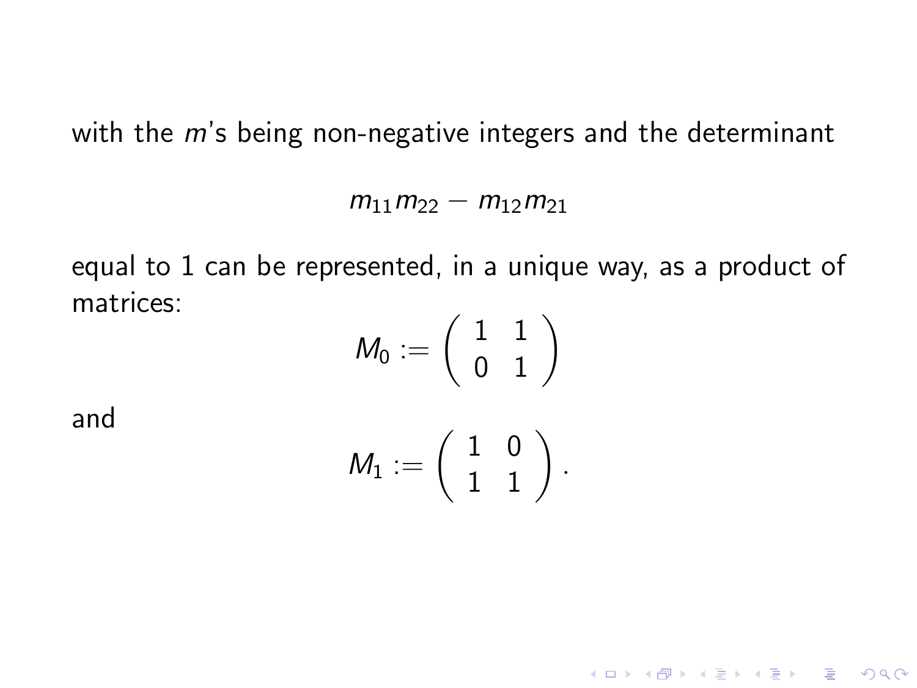with the $m$'s being non-negative integers and the determinant

$$m_{11}m_{22} - m_{12}m_{21}$$

equal to 1 can be represented, in a unique way, as a product of matrices:

$$M_0 := \begin{pmatrix} 1 & 1 \\ 0 & 1 \end{pmatrix}$$

and

$$M_1 := \begin{pmatrix} 1 & 0 \\ 1 & 1 \end{pmatrix}.$$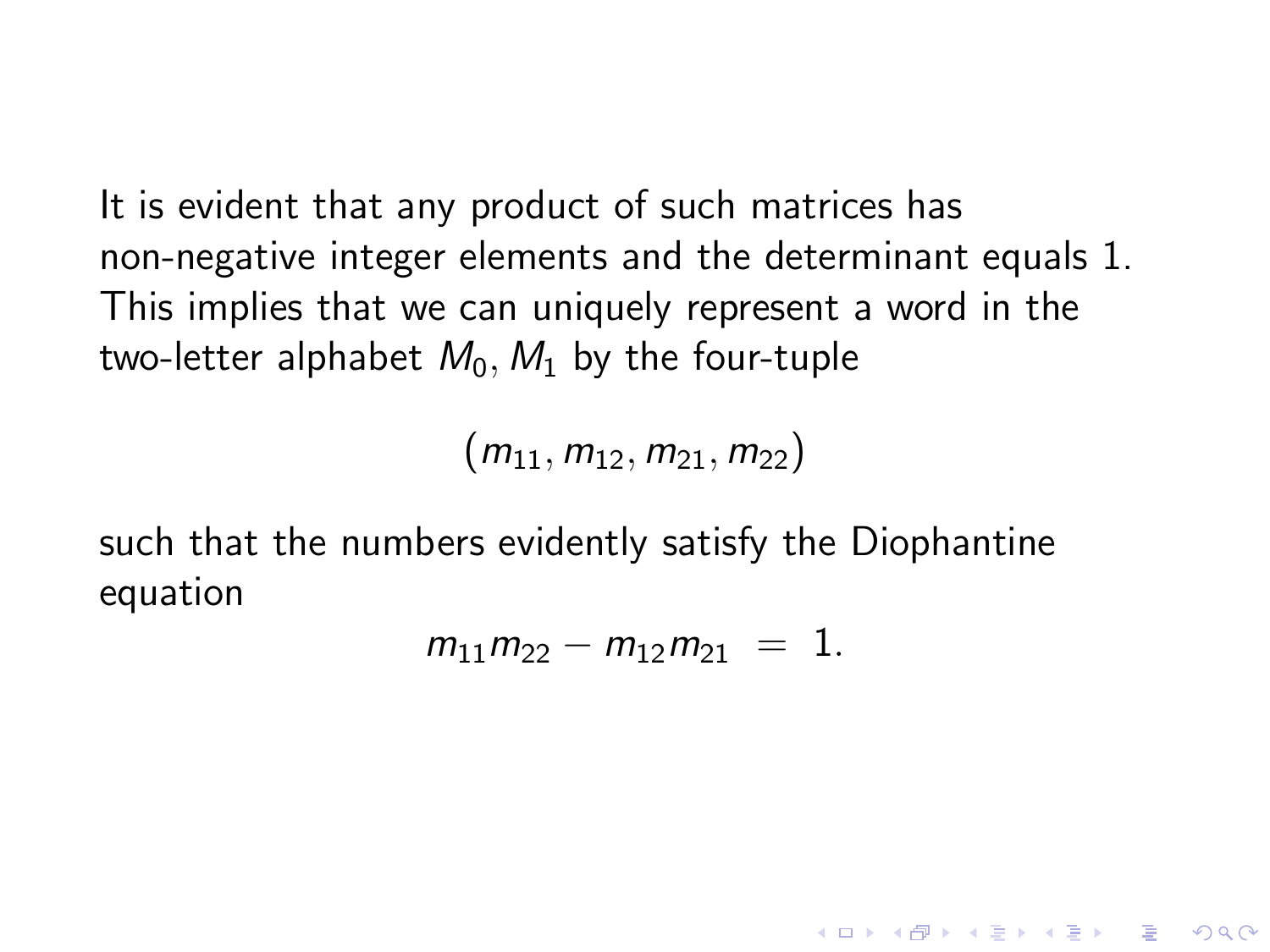It is evident that any product of such matrices has non-negative integer elements and the determinant equals 1. This implies that we can uniquely represent a word in the two-letter alphabet $M_0, M_1$ by the four-tuple

$$(m_{11}, m_{12}, m_{21}, m_{22})$$

such that the numbers evidently satisfy the Diophantine equation

$$m_{11}m_{22} - m_{12}m_{21} \ = \ 1.$$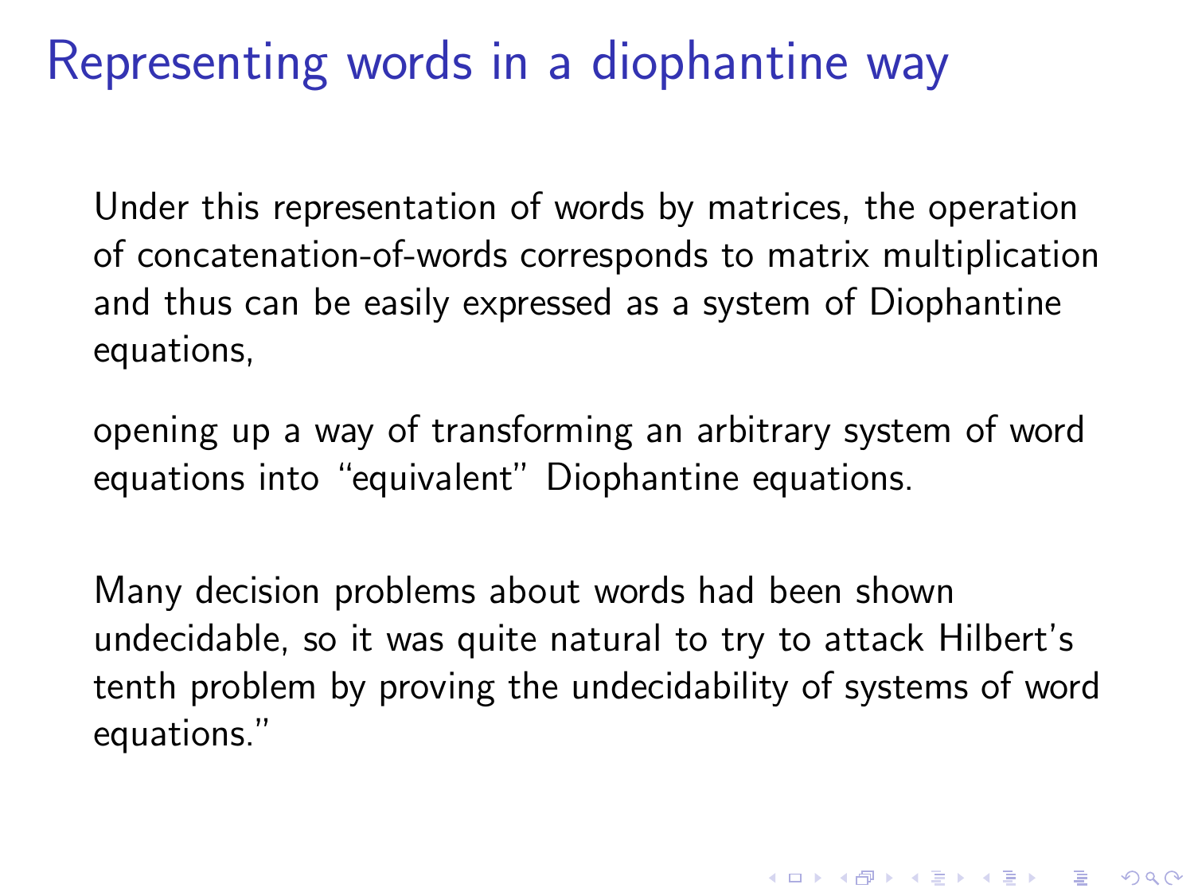# Representing words in a diophantine way

Under this representation of words by matrices, the operation of concatenation-of-words corresponds to matrix multiplication and thus can be easily expressed as a system of Diophantine equations,

opening up a way of transforming an arbitrary system of word equations into "equivalent" Diophantine equations.

Many decision problems about words had been shown undecidable, so it was quite natural to try to attack Hilbert's tenth problem by proving the undecidability of systems of word equations."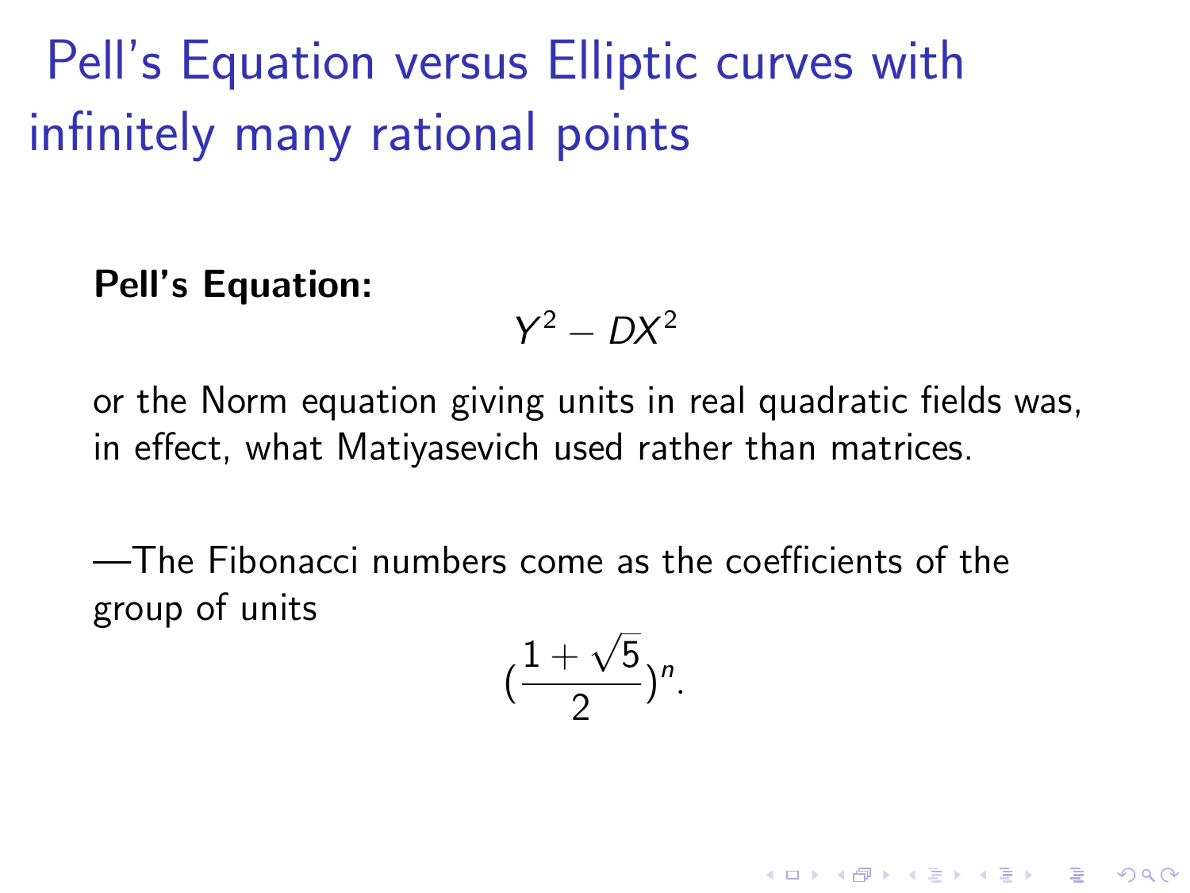# Pell's Equation versus Elliptic curves with infinitely many rational points

**Pell's Equation:**

$$Y^2 - DX^2$$

or the Norm equation giving units in real quadratic fields was, in effect, what Matiyasevich used rather than matrices.

—The Fibonacci numbers come as the coefficients of the group of units

$$(\frac{1+\sqrt{5}}{2})^n.$$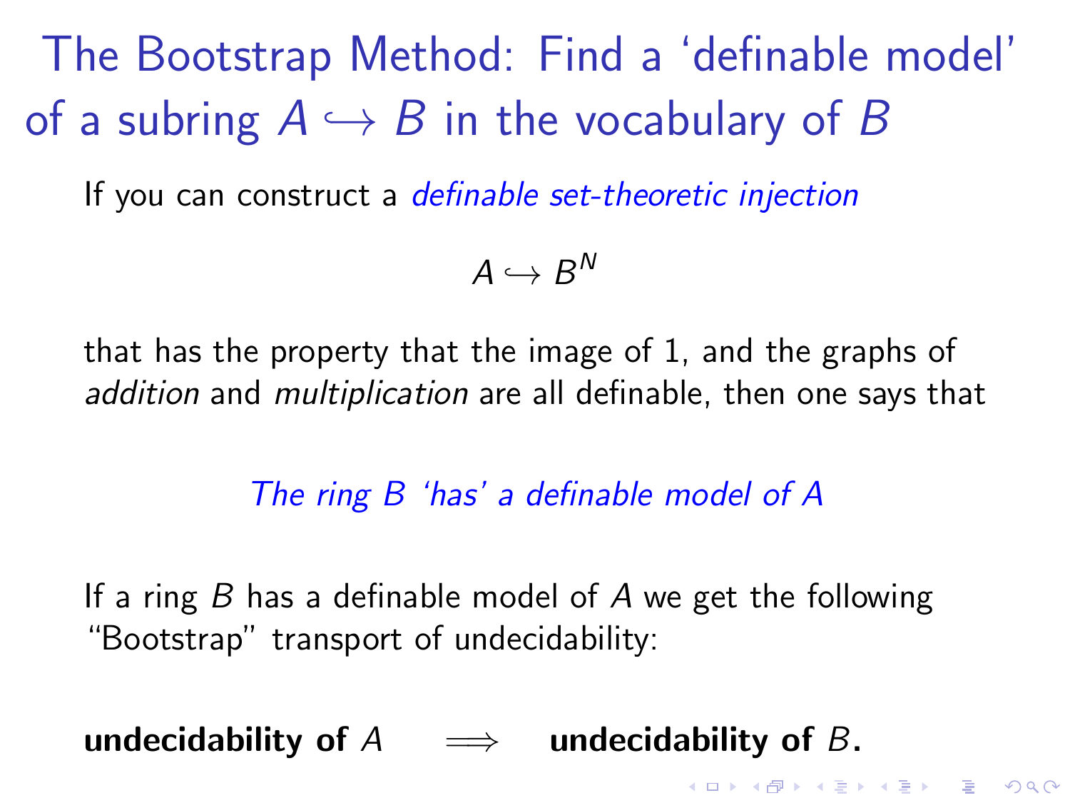# The Bootstrap Method: Find a ‘definable model’ of a subring $A \hookrightarrow B$ in the vocabulary of $B$

If you can construct a *definable set-theoretic injection*

$$A \hookrightarrow B^N$$

that has the property that the image of 1, and the graphs of *addition* and *multiplication* are all definable, then one says that

*The ring $B$ ‘has’ a definable model of $A$*

If a ring $B$ has a definable model of $A$ we get the following “Bootstrap” transport of undecidability:

**undecidability of $A$** $\implies$ **undecidability of $B$.**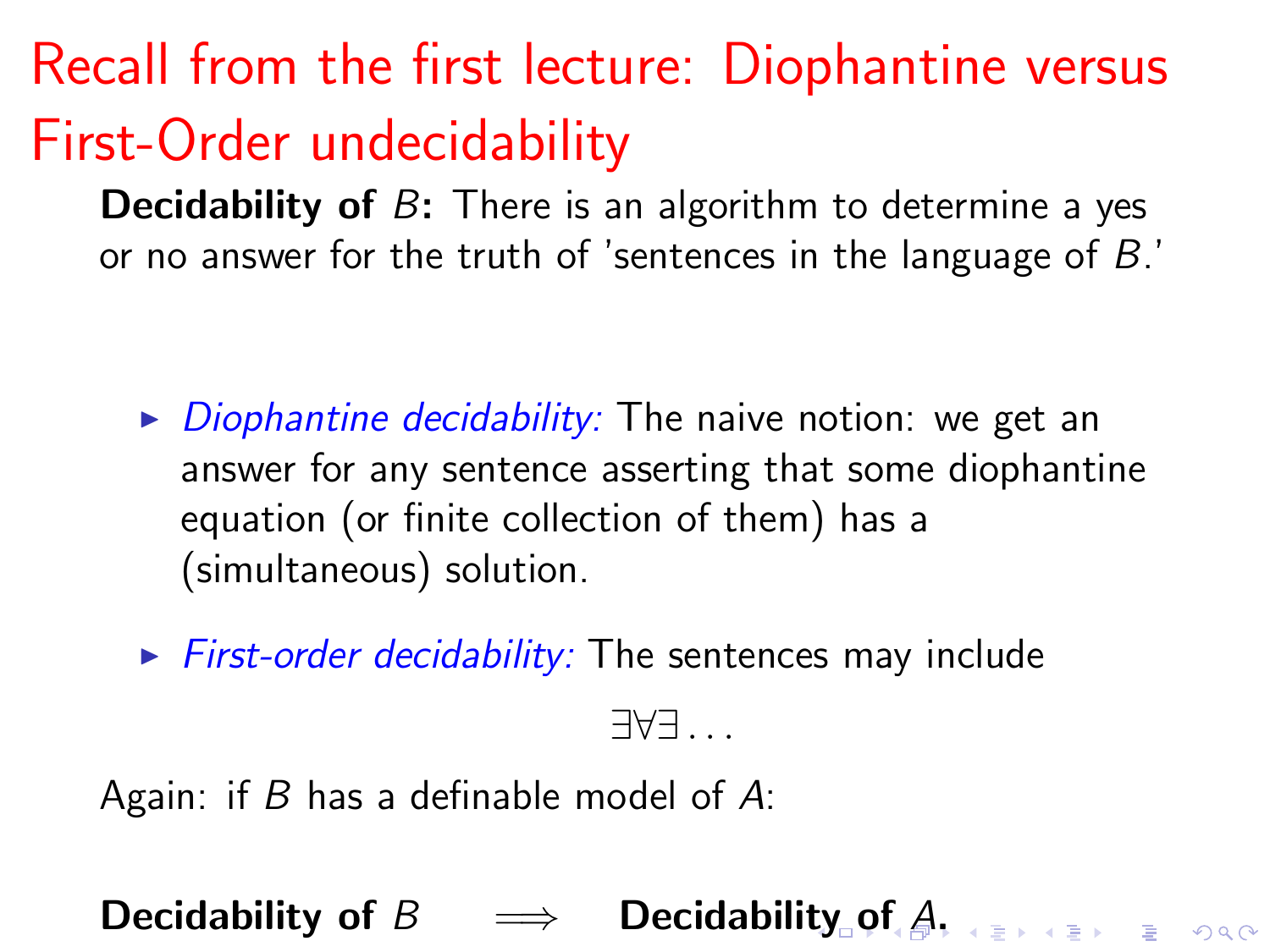# Recall from the first lecture: Diophantine versus First-Order undecidability

**Decidability of $B$:** There is an algorithm to determine a yes or no answer for the truth of 'sentences in the language of $B$.'

- *Diophantine decidability:* The naive notion: we get an answer for any sentence asserting that some diophantine equation (or finite collection of them) has a (simultaneous) solution.
- *First-order decidability:* The sentences may include

$$\exists \forall \exists \ldots$$

Again: if $B$ has a definable model of $A$:

**Decidability of $B$** $\implies$ **Decidability of $A$.**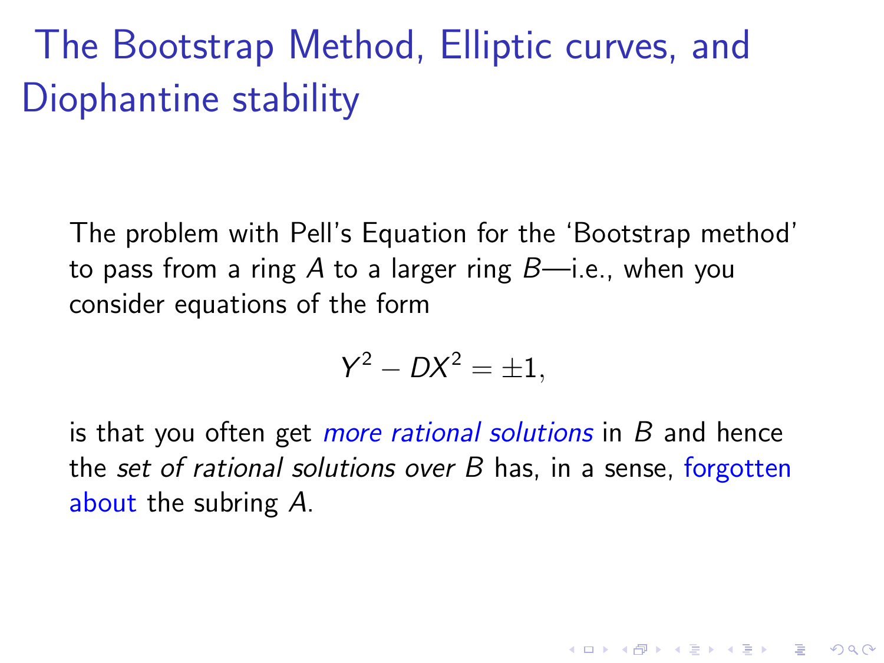# The Bootstrap Method, Elliptic curves, and Diophantine stability

The problem with Pell's Equation for the 'Bootstrap method' to pass from a ring $A$ to a larger ring $B$—i.e., when you consider equations of the form

$$Y^2 - DX^2 = \pm 1,$$

is that you often get *more rational solutions* in $B$ and hence the *set of rational solutions over* $B$ has, in a sense, forgotten about the subring $A$.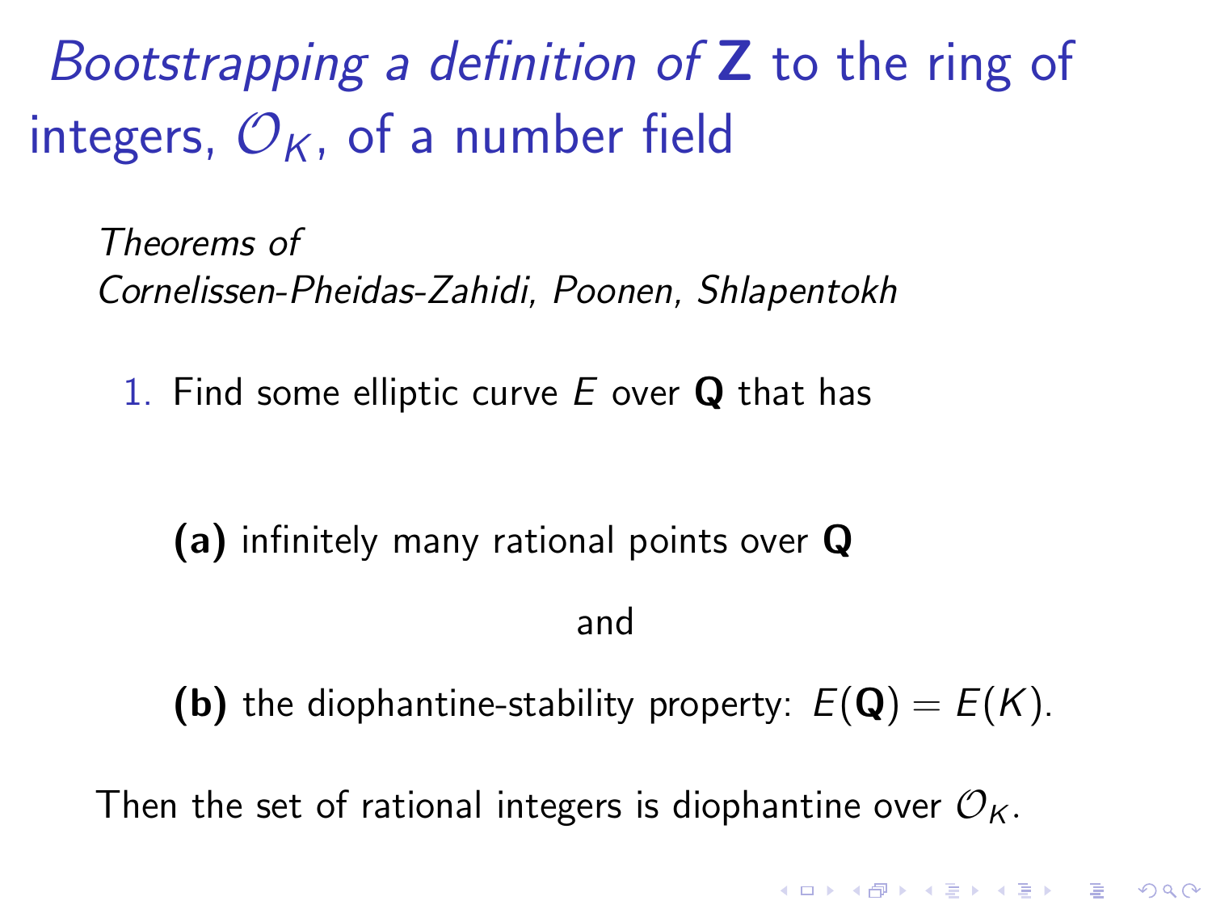# *Bootstrapping a definition of* $\mathbf{Z}$ to the ring of integers, $\mathcal{O}_K$, of a number field

*Theorems of*
*Cornelissen-Pheidas-Zahidi, Poonen, Shlapentokh*

1. Find some elliptic curve $E$ over $\mathbf{Q}$ that has

   **(a)** infinitely many rational points over $\mathbf{Q}$

   and

   **(b)** the diophantine-stability property: $E(\mathbf{Q}) = E(K)$.

Then the set of rational integers is diophantine over $\mathcal{O}_K$.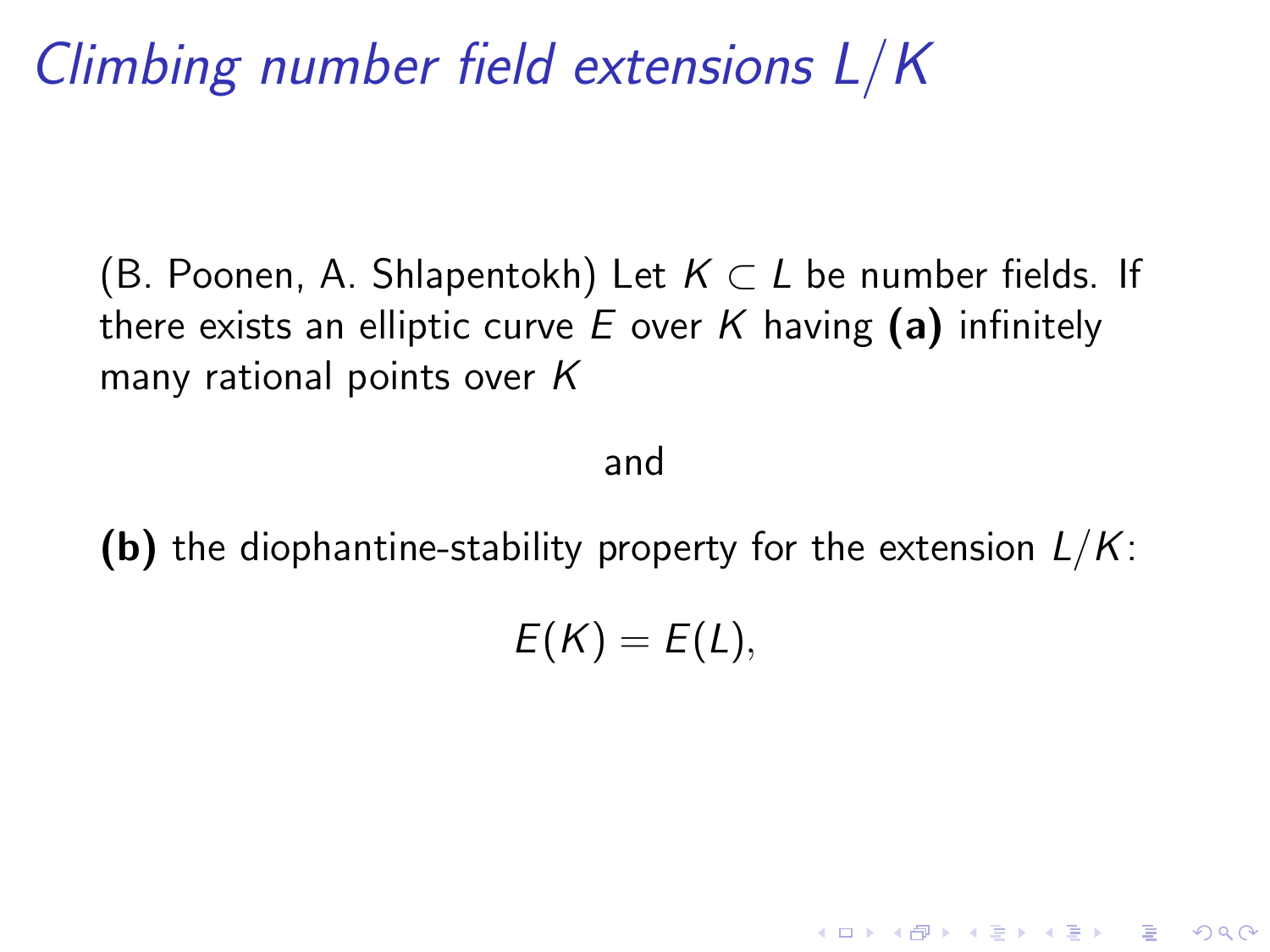# *Climbing number field extensions $L/K$*

(B. Poonen, A. Shlapentokh) Let $K \subset L$ be number fields. If there exists an elliptic curve $E$ over $K$ having **(a)** infinitely many rational points over $K$

and

**(b)** the diophantine-stability property for the extension $L/K$:

$$E(K) = E(L),$$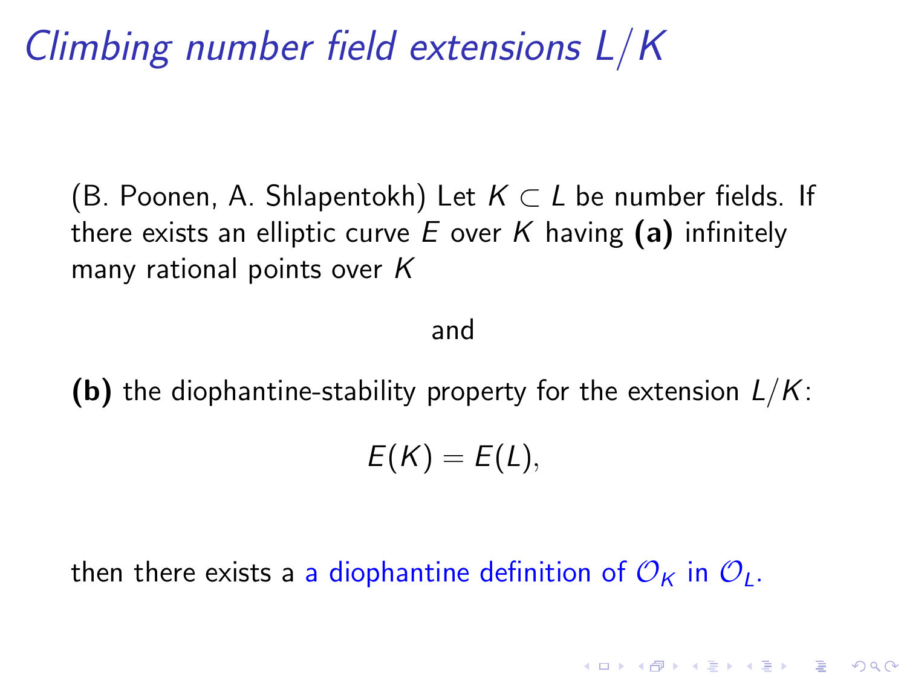# *Climbing number field extensions $L/K$*

(B. Poonen, A. Shlapentokh) Let $K \subset L$ be number fields. If there exists an elliptic curve $E$ over $K$ having **(a)** infinitely many rational points over $K$

and

**(b)** the diophantine-stability property for the extension $L/K$:

$$E(K) = E(L),$$

then there exists a a diophantine definition of $\mathcal{O}_K$ in $\mathcal{O}_L$.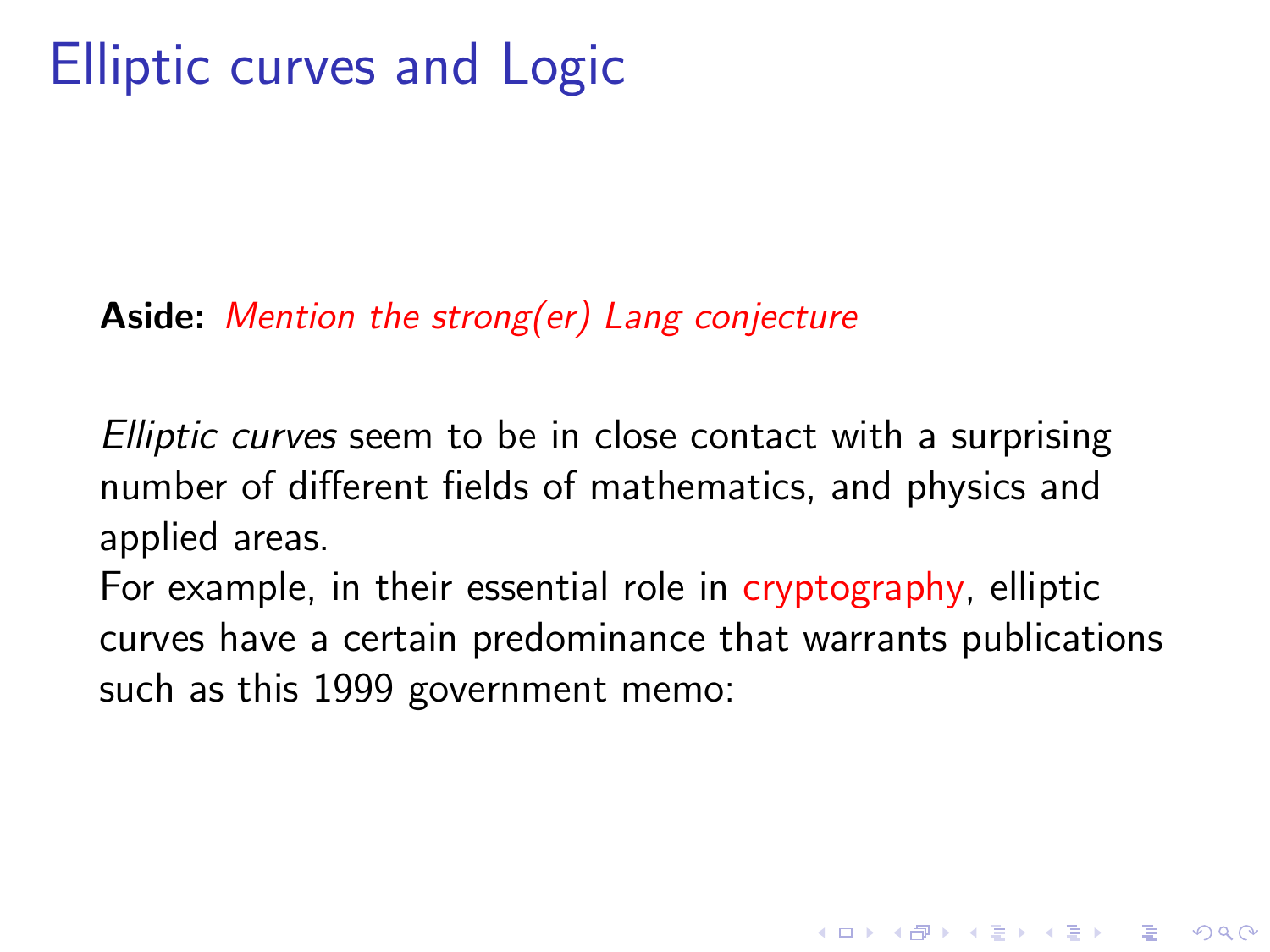# Elliptic curves and Logic

**Aside:** *Mention the strong(er) Lang conjecture*

*Elliptic curves* seem to be in close contact with a surprising number of different fields of mathematics, and physics and applied areas.
For example, in their essential role in cryptography, elliptic curves have a certain predominance that warrants publications such as this 1999 government memo: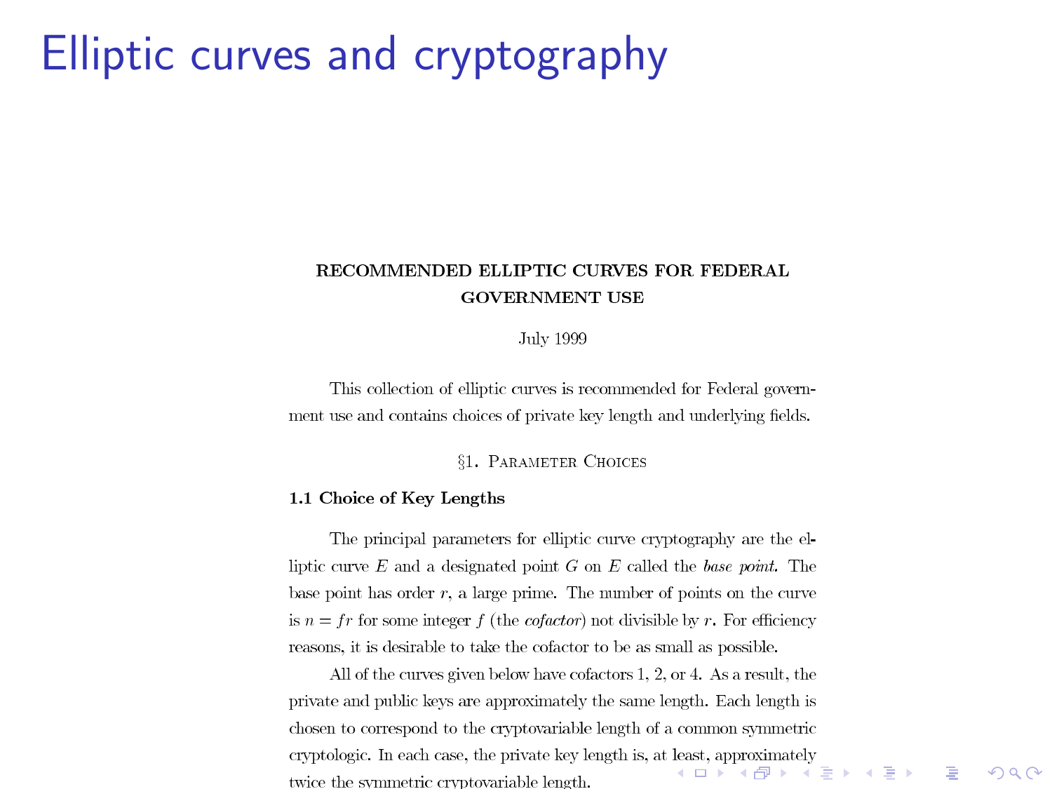# Elliptic curves and cryptography

**RECOMMENDED ELLIPTIC CURVES FOR FEDERAL GOVERNMENT USE**

July 1999

This collection of elliptic curves is recommended for Federal government use and contains choices of private key length and underlying fields.

§1. Parameter Choices

**1.1 Choice of Key Lengths**

The principal parameters for elliptic curve cryptography are the elliptic curve $E$ and a designated point $G$ on $E$ called the *base point.* The base point has order $r$, a large prime. The number of points on the curve is $n = fr$ for some integer $f$ (the *cofactor*) not divisible by $r$. For efficiency reasons, it is desirable to take the cofactor to be as small as possible.

All of the curves given below have cofactors 1, 2, or 4. As a result, the private and public keys are approximately the same length. Each length is chosen to correspond to the cryptovariable length of a common symmetric cryptologic. In each case, the private key length is, at least, approximately twice the symmetric cryptovariable length.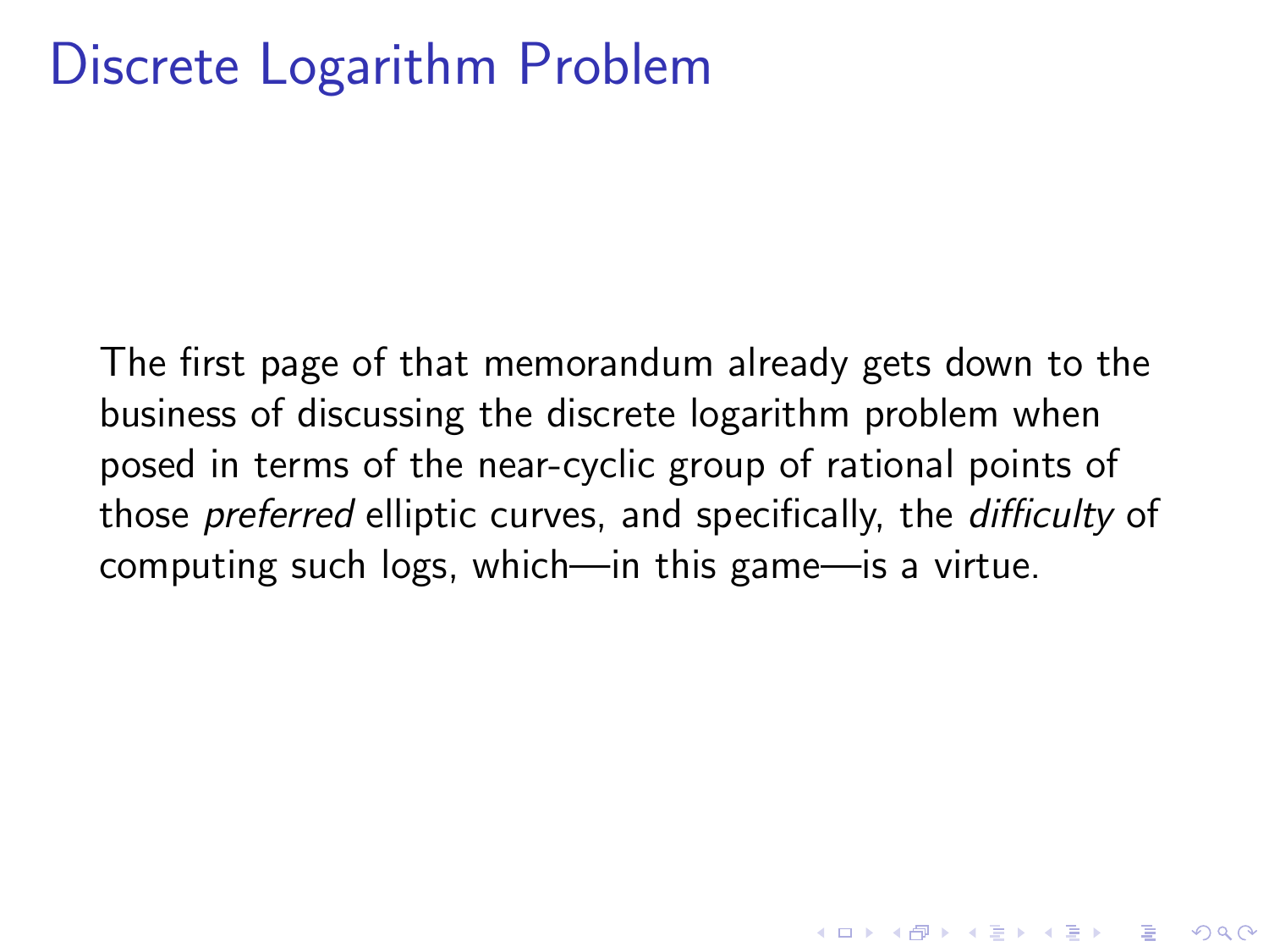# Discrete Logarithm Problem

The first page of that memorandum already gets down to the business of discussing the discrete logarithm problem when posed in terms of the near-cyclic group of rational points of those *preferred* elliptic curves, and specifically, the *difficulty* of computing such logs, which—in this game—is a virtue.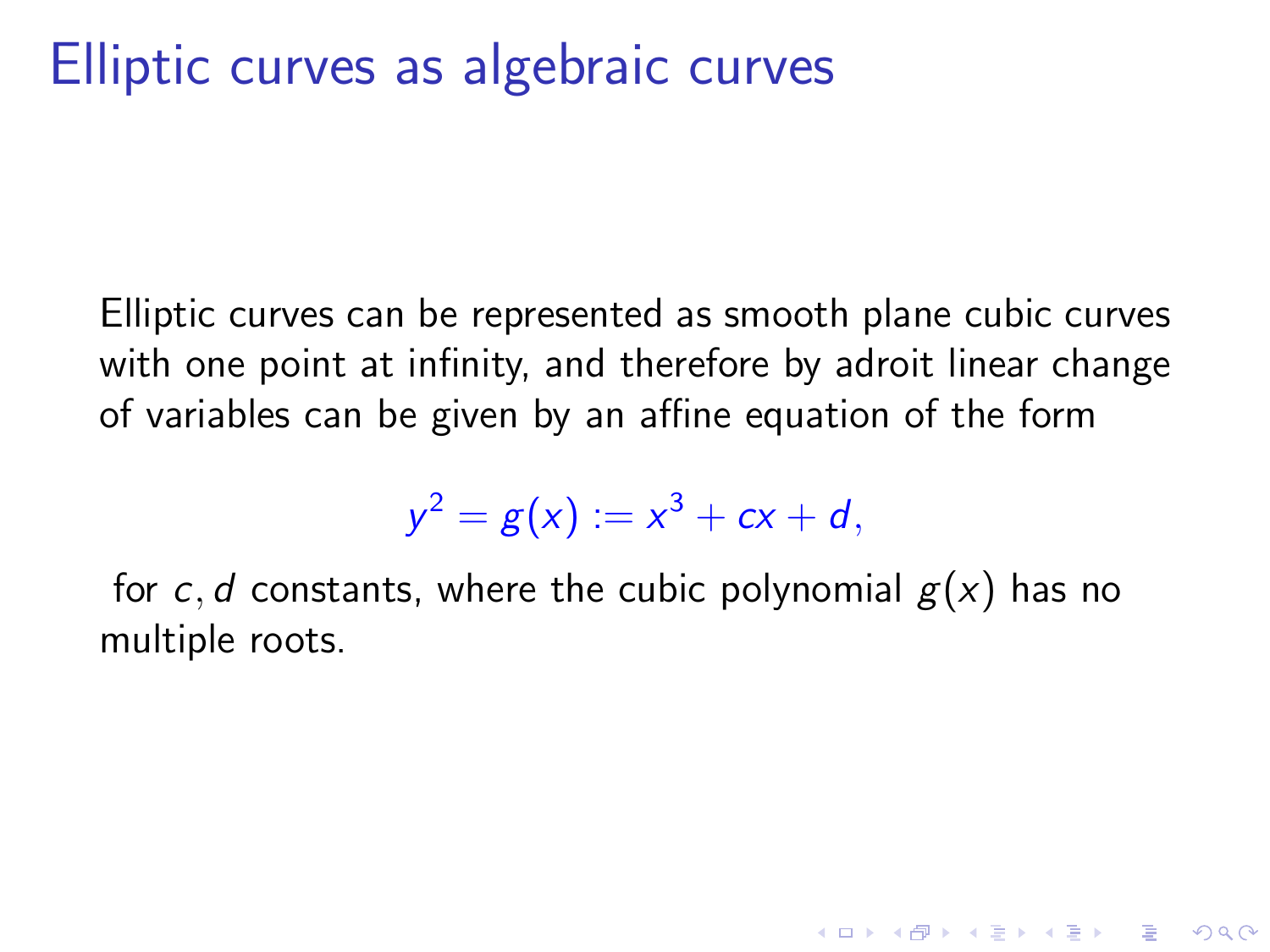# Elliptic curves as algebraic curves

Elliptic curves can be represented as smooth plane cubic curves with one point at infinity, and therefore by adroit linear change of variables can be given by an affine equation of the form

$$y^2 = g(x) := x^3 + cx + d,$$

for $c, d$ constants, where the cubic polynomial $g(x)$ has no multiple roots.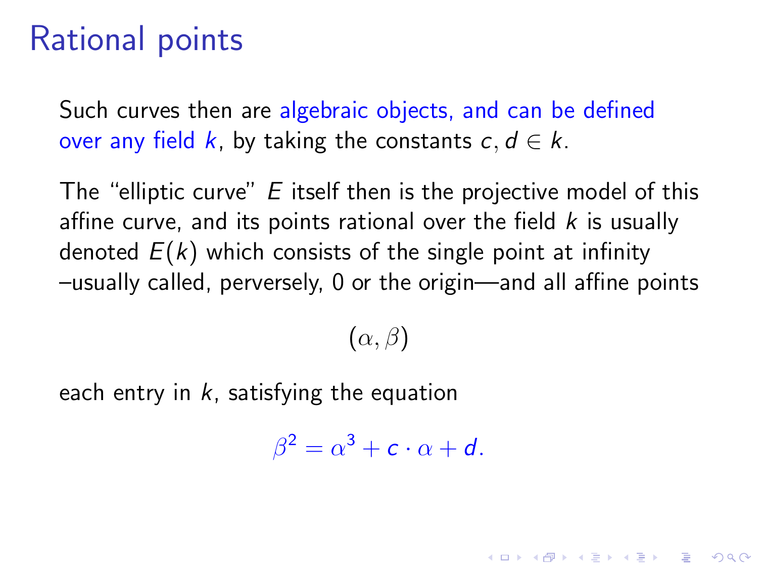# Rational points

Such curves then are algebraic objects, and can be defined over any field $k$, by taking the constants $c, d \in k$.

The "elliptic curve" $E$ itself then is the projective model of this affine curve, and its points rational over the field $k$ is usually denoted $E(k)$ which consists of the single point at infinity –usually called, perversely, 0 or the origin—and all affine points

$$(\alpha, \beta)$$

each entry in $k$, satisfying the equation

$$\beta^2 = \alpha^3 + c \cdot \alpha + d.$$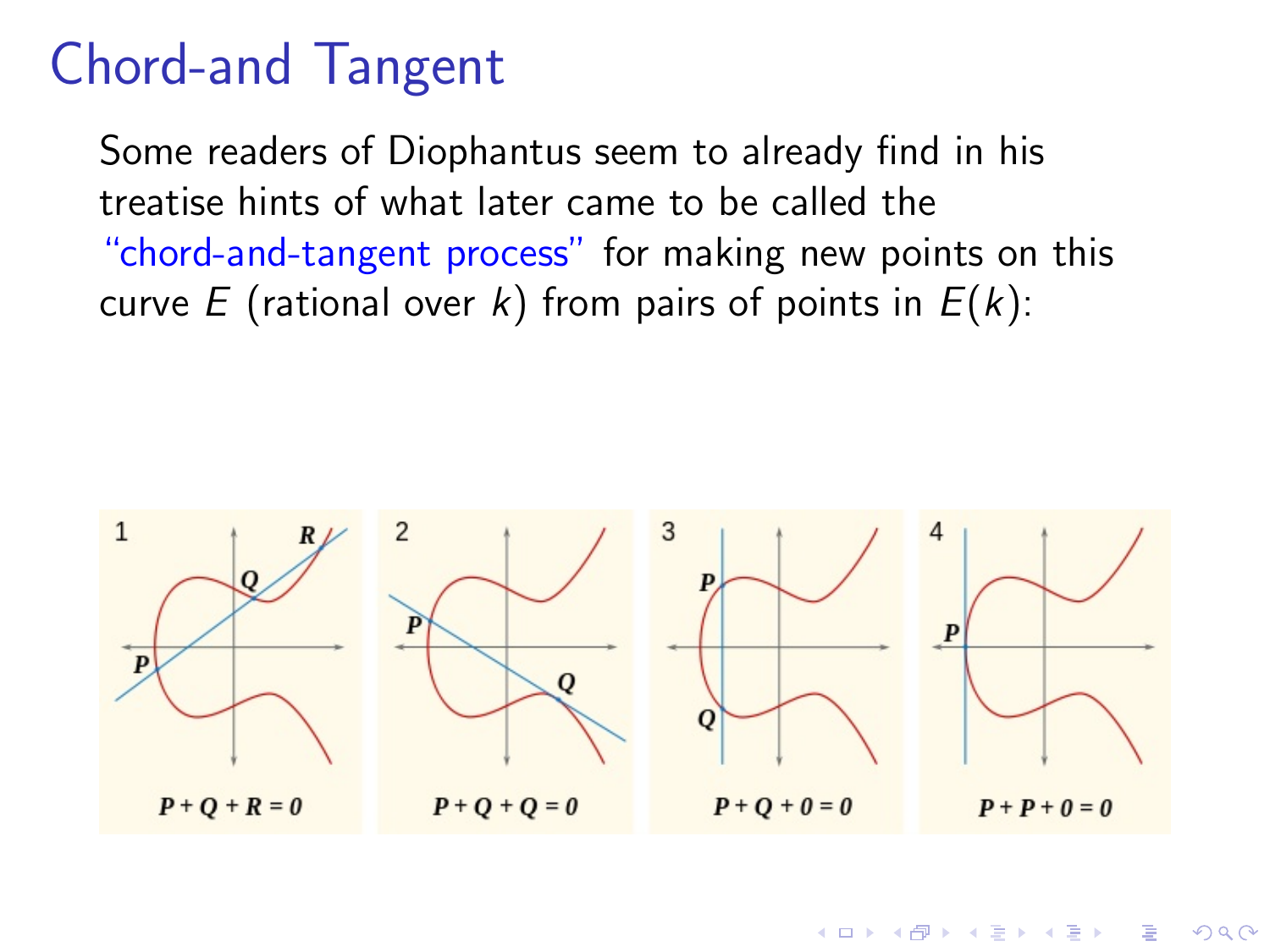# Chord-and Tangent

Some readers of Diophantus seem to already find in his treatise hints of what later came to be called the "chord-and-tangent process" for making new points on this curve $E$ (rational over $k$) from pairs of points in $E(k)$:

1 $P + Q + R = 0$

2 $P + Q + Q = 0$

3 $P + Q + 0 = 0$

4 $P + P + 0 = 0$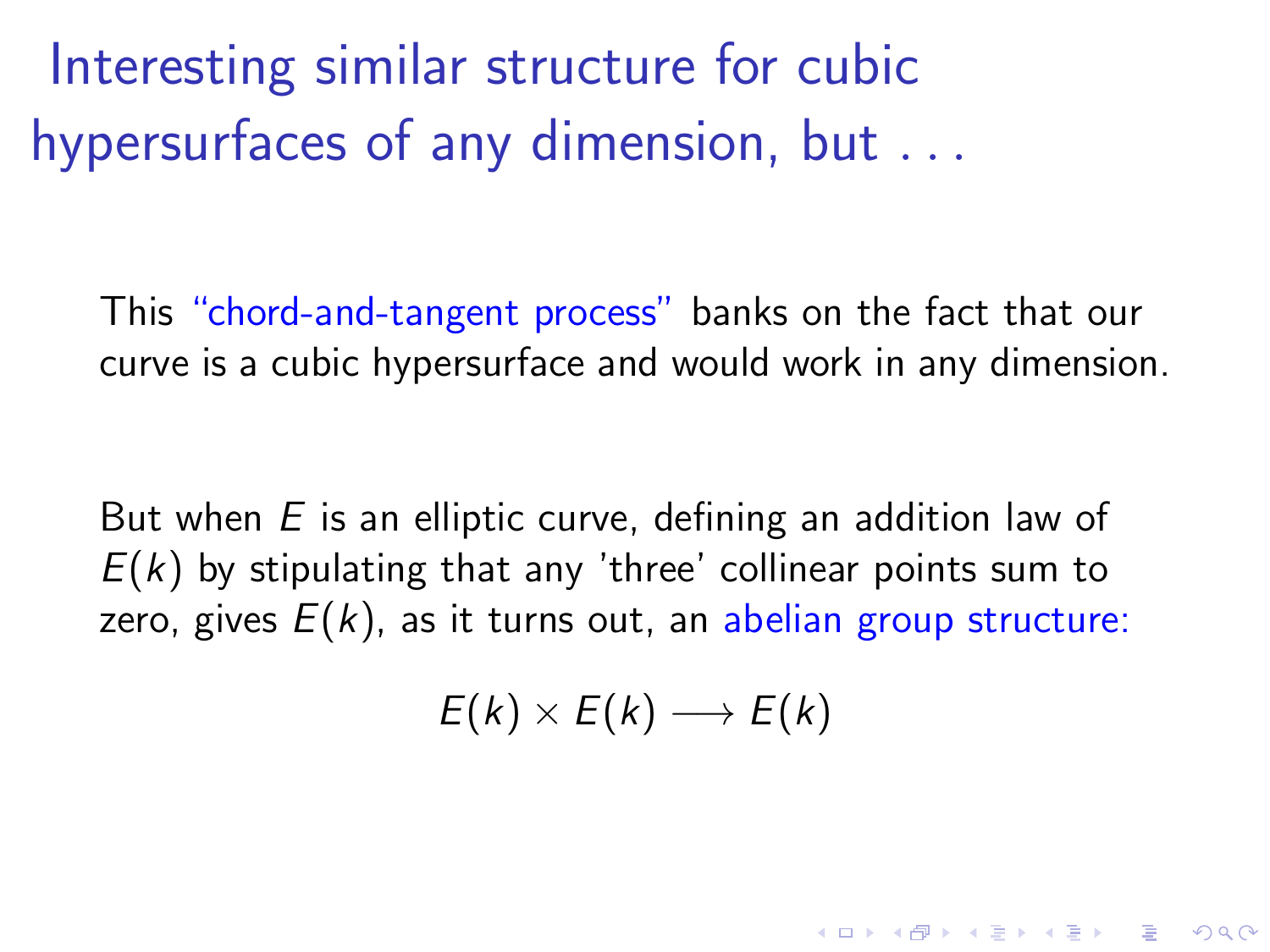# Interesting similar structure for cubic hypersurfaces of any dimension, but . . .

This "chord-and-tangent process" banks on the fact that our curve is a cubic hypersurface and would work in any dimension.

But when $E$ is an elliptic curve, defining an addition law of $E(k)$ by stipulating that any 'three' collinear points sum to zero, gives $E(k)$, as it turns out, an abelian group structure:

$$E(k) \times E(k) \longrightarrow E(k)$$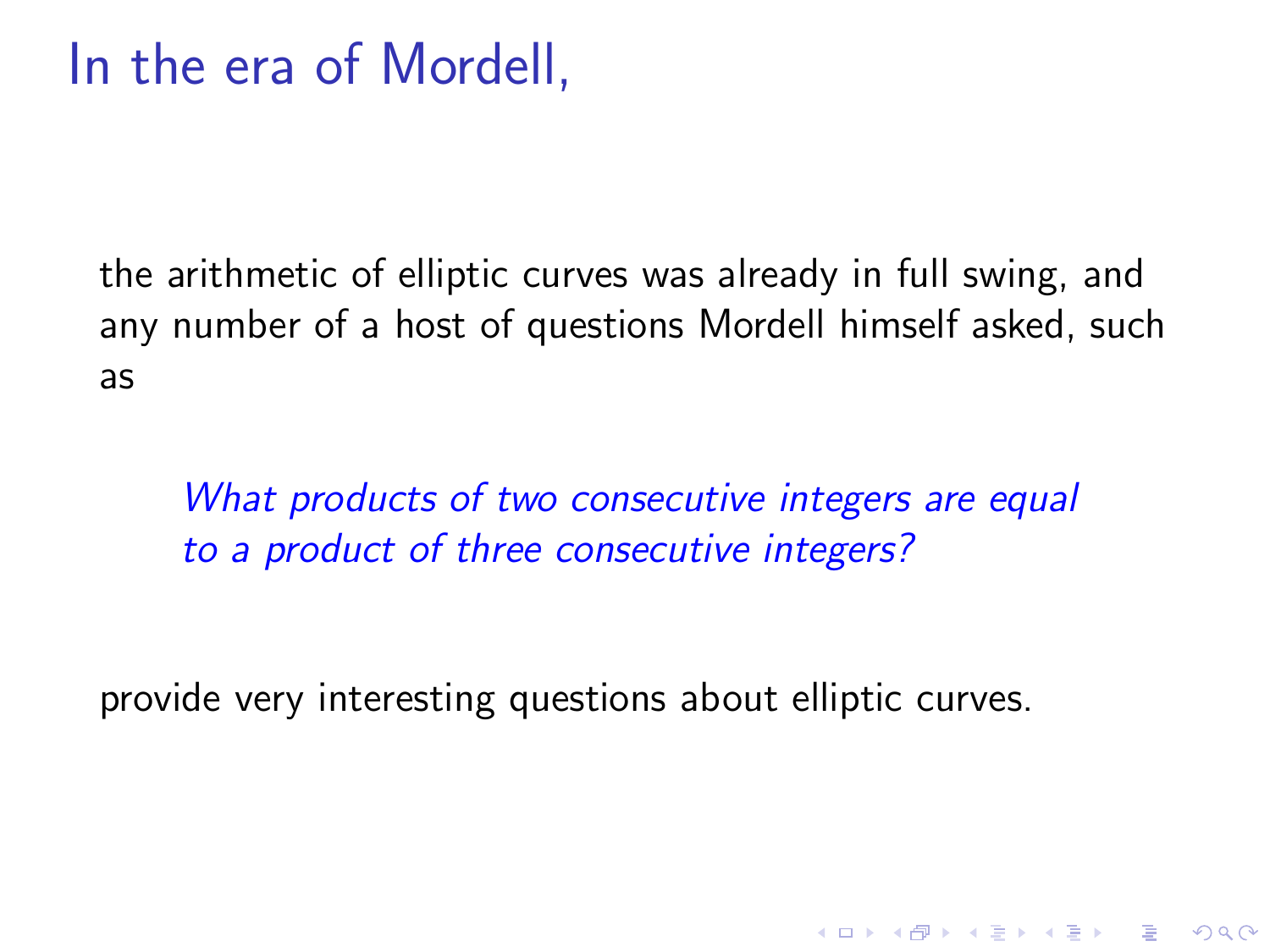# In the era of Mordell,

the arithmetic of elliptic curves was already in full swing, and any number of a host of questions Mordell himself asked, such as

> *What products of two consecutive integers are equal to a product of three consecutive integers?*

provide very interesting questions about elliptic curves.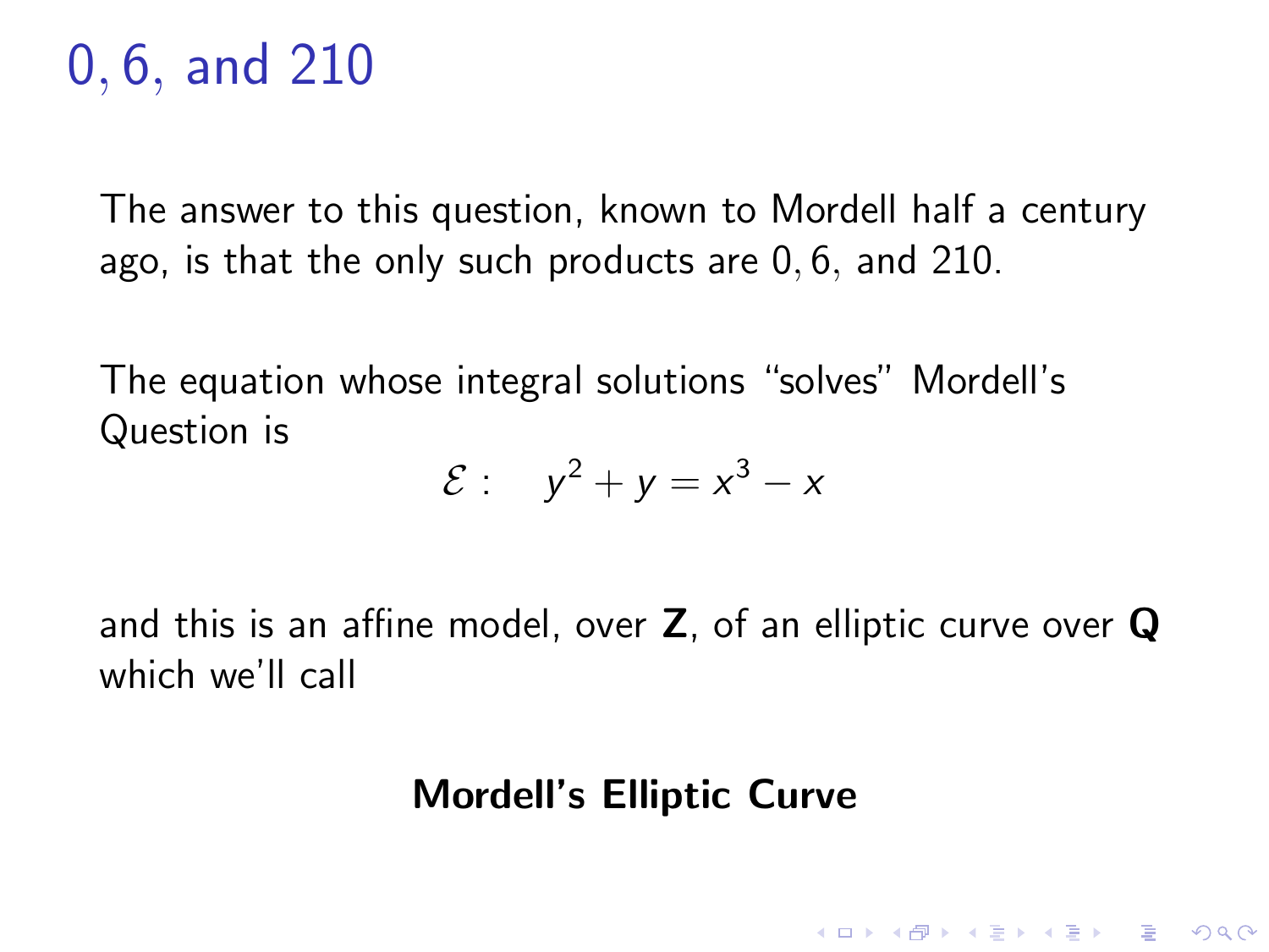# $0, 6,$ and $210$

The answer to this question, known to Mordell half a century ago, is that the only such products are $0, 6,$ and $210$.

The equation whose integral solutions "solves" Mordell's Question is

$$\mathcal{E}: \quad y^2 + y = x^3 - x$$

and this is an affine model, over **Z**, of an elliptic curve over **Q** which we'll call

**Mordell's Elliptic Curve**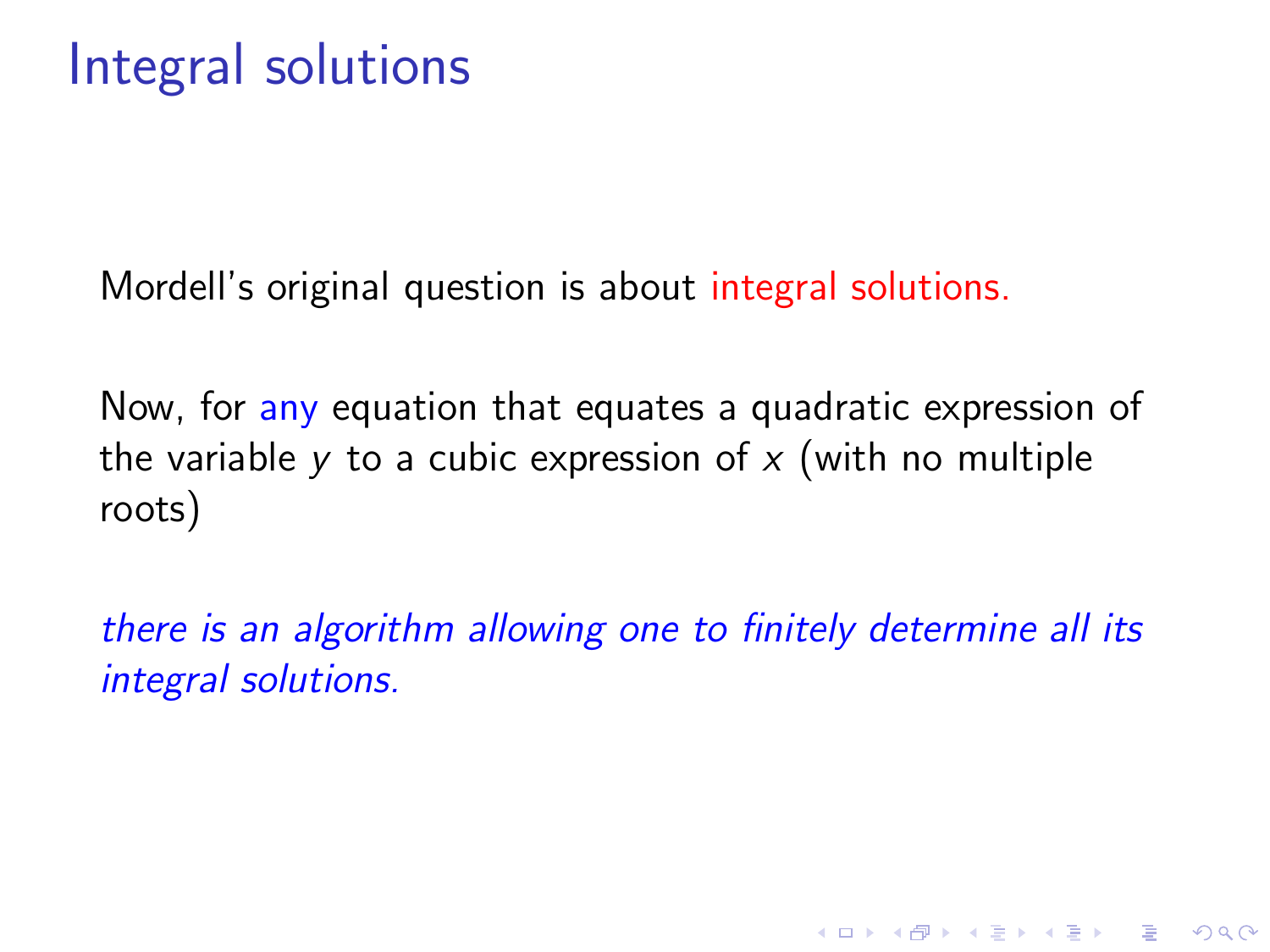# Integral solutions

Mordell's original question is about integral solutions.

Now, for any equation that equates a quadratic expression of the variable $y$ to a cubic expression of $x$ (with no multiple roots)

*there is an algorithm allowing one to finitely determine all its integral solutions.*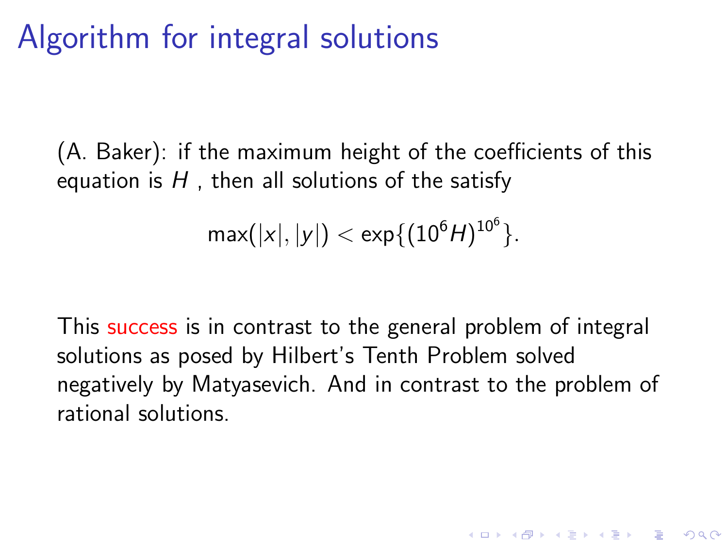# Algorithm for integral solutions

(A. Baker): if the maximum height of the coefficients of this equation is $H$ , then all solutions of the satisfy

$$\max(|x|, |y|) < \exp\{(10^6 H)^{10^6}\}.$$

This success is in contrast to the general problem of integral solutions as posed by Hilbert's Tenth Problem solved negatively by Matyasevich. And in contrast to the problem of rational solutions.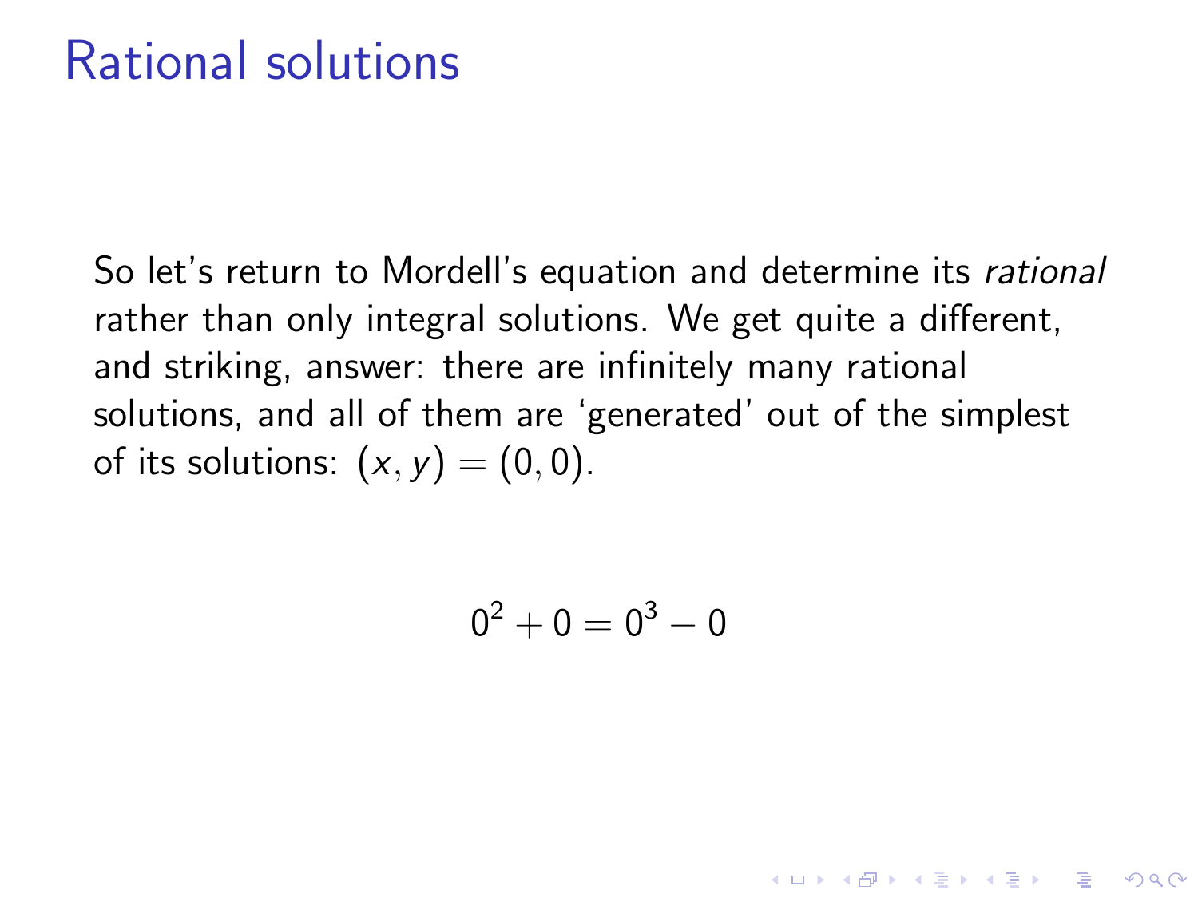# Rational solutions

So let's return to Mordell's equation and determine its *rational* rather than only integral solutions. We get quite a different, and striking, answer: there are infinitely many rational solutions, and all of them are 'generated' out of the simplest of its solutions: $(x, y) = (0, 0)$.

$$0^2 + 0 = 0^3 - 0$$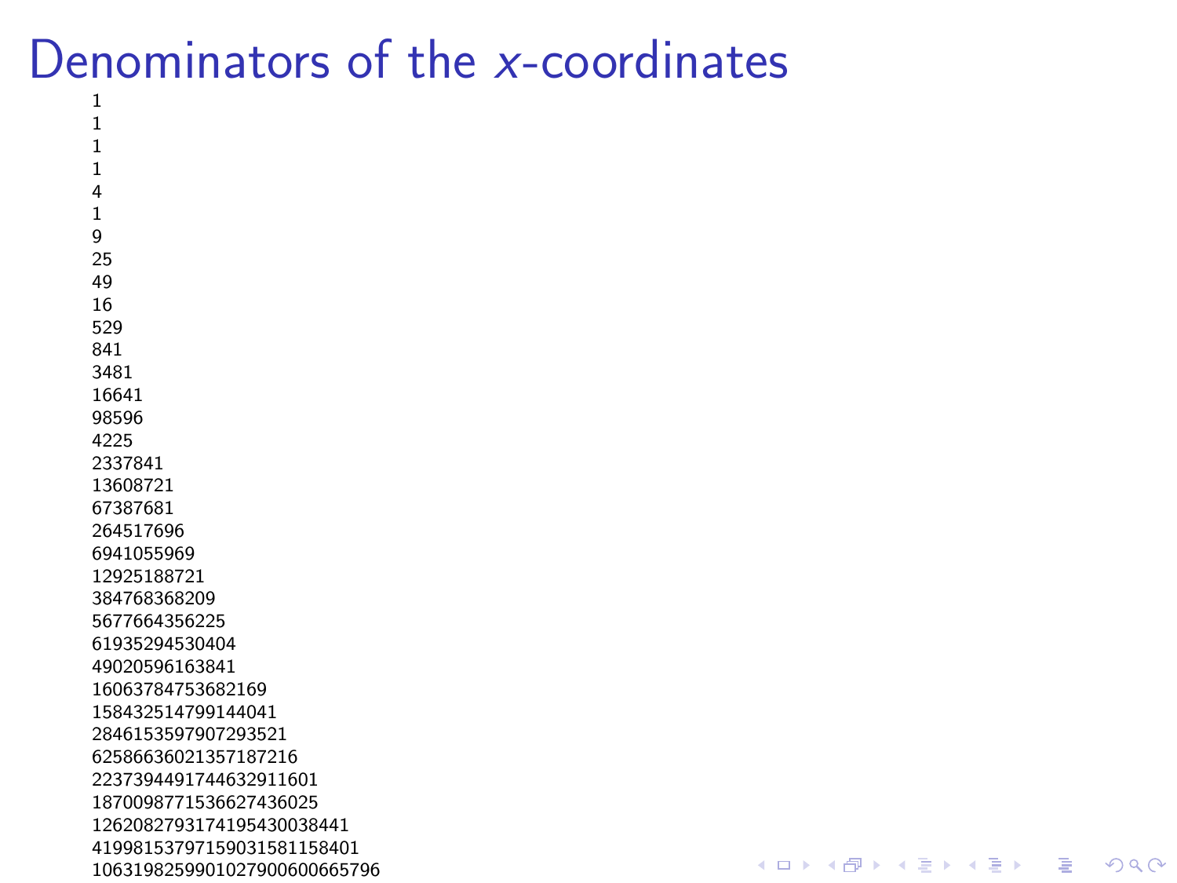# Denominators of the $x$-coordinates

1
1
1
1
4
1
9
25
49
16
529
841
3481
16641
98596
4225
2337841
13608721
67387681
264517696
6941055969
12925188721
384768368209
5677664356225
61935294530404
49020596163841
16063784753682169
158432514799144041
2846153597907293521
62586636021357187216
2237394491744632911601
18700098771536627436025
1262082793174195430038441
41998153797159031581158401
1063198259901027900600665796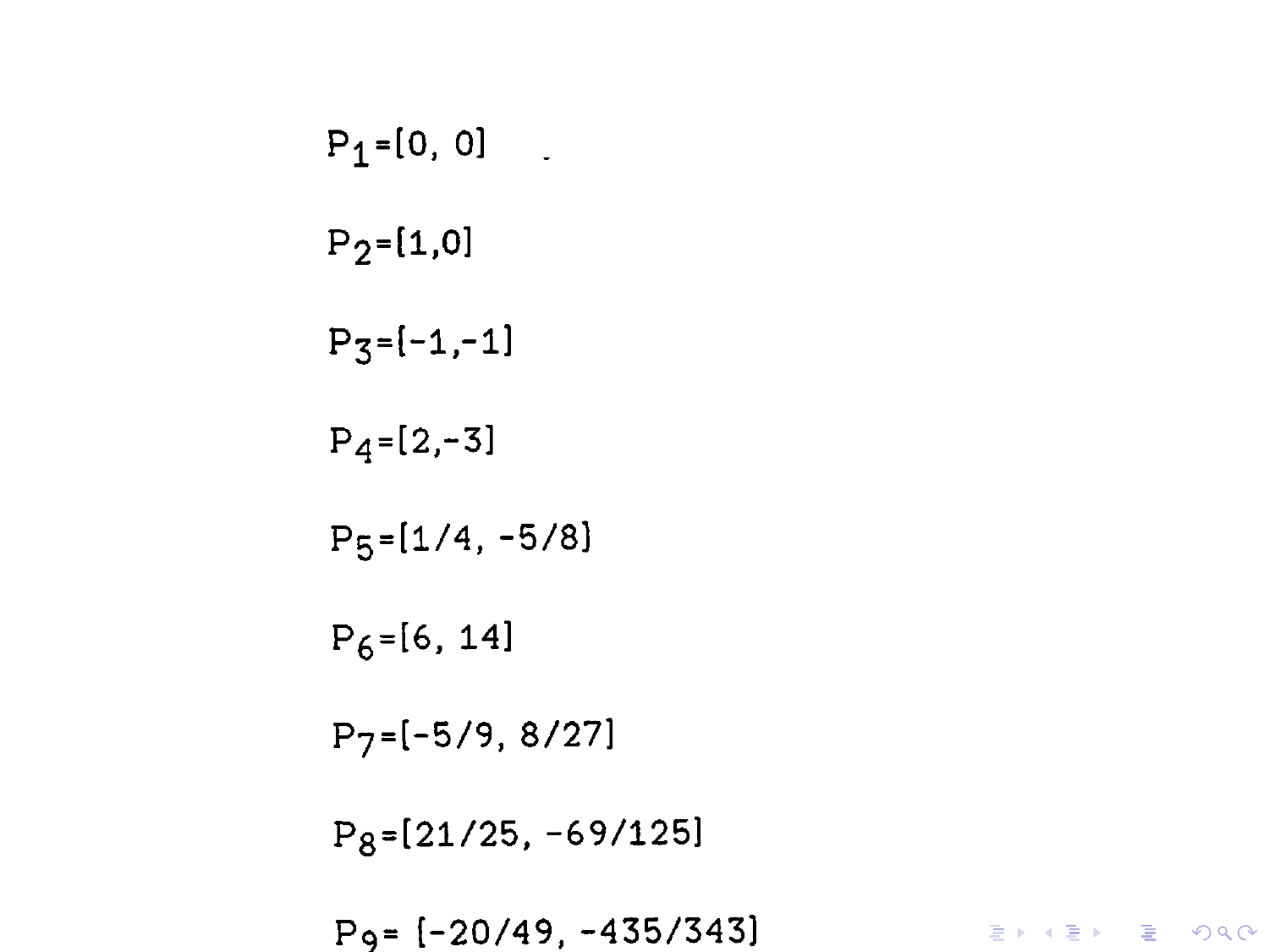$P_1=[0, 0]$

$P_2=[1,0]$

$P_3=[-1,-1]$

$P_4=[2,-3]$

$P_5=[1/4, -5/8]$

$P_6=[6, 14]$

$P_7=[-5/9, 8/27]$

$P_8=[21/25, -69/125]$

$P_9= [-20/49, -435/343]$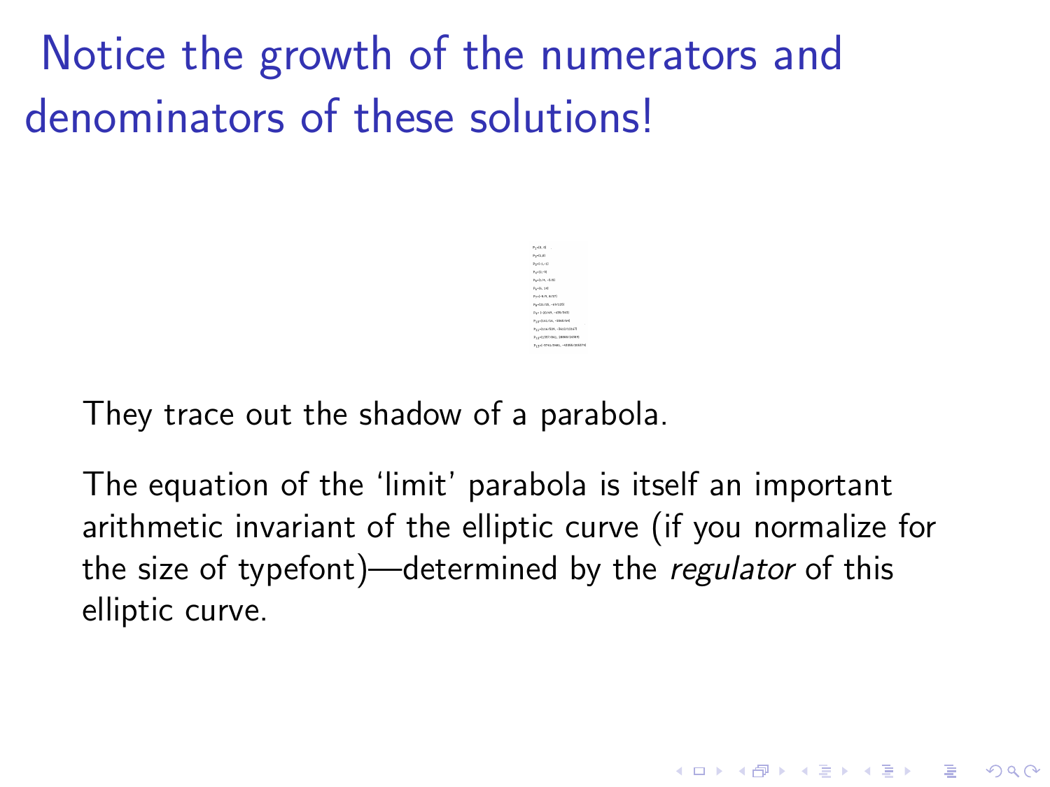# Notice the growth of the numerators and denominators of these solutions!

$P_1=(0,0)$

$P_2=(1,0)$

$P_3=(-1,-1)$

$P_4=(2,-3)$

$P_5=(1/4,-5/8)$

$P_6=(6,14)$

$P_7=(-5/9,8/27)$

$P_8=(21/25,-69/125)$

$P_9=(-20/49,-435/343)$

$P_{10}=(161/16,-2065/64)$

$P_{11}=(116/529,-3612/12167)$

$P_{12}=(1357/841,28888/24389)$

$P_{13}=(-3741/3481,-43355/205379)$

They trace out the shadow of a parabola.

The equation of the 'limit' parabola is itself an important arithmetic invariant of the elliptic curve (if you normalize for the size of typefont)—determined by the *regulator* of this elliptic curve.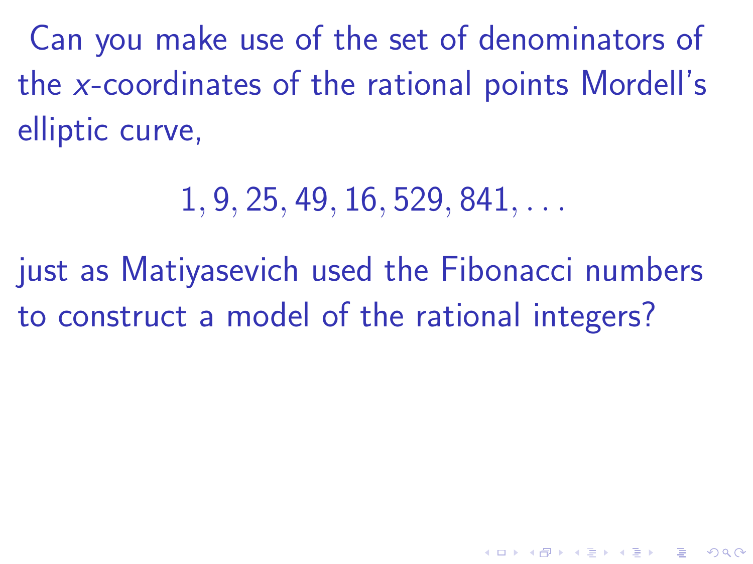Can you make use of the set of denominators of the $x$-coordinates of the rational points Mordell's elliptic curve,

$$1, 9, 25, 49, 16, 529, 841, \ldots$$

just as Matiyasevich used the Fibonacci numbers to construct a model of the rational integers?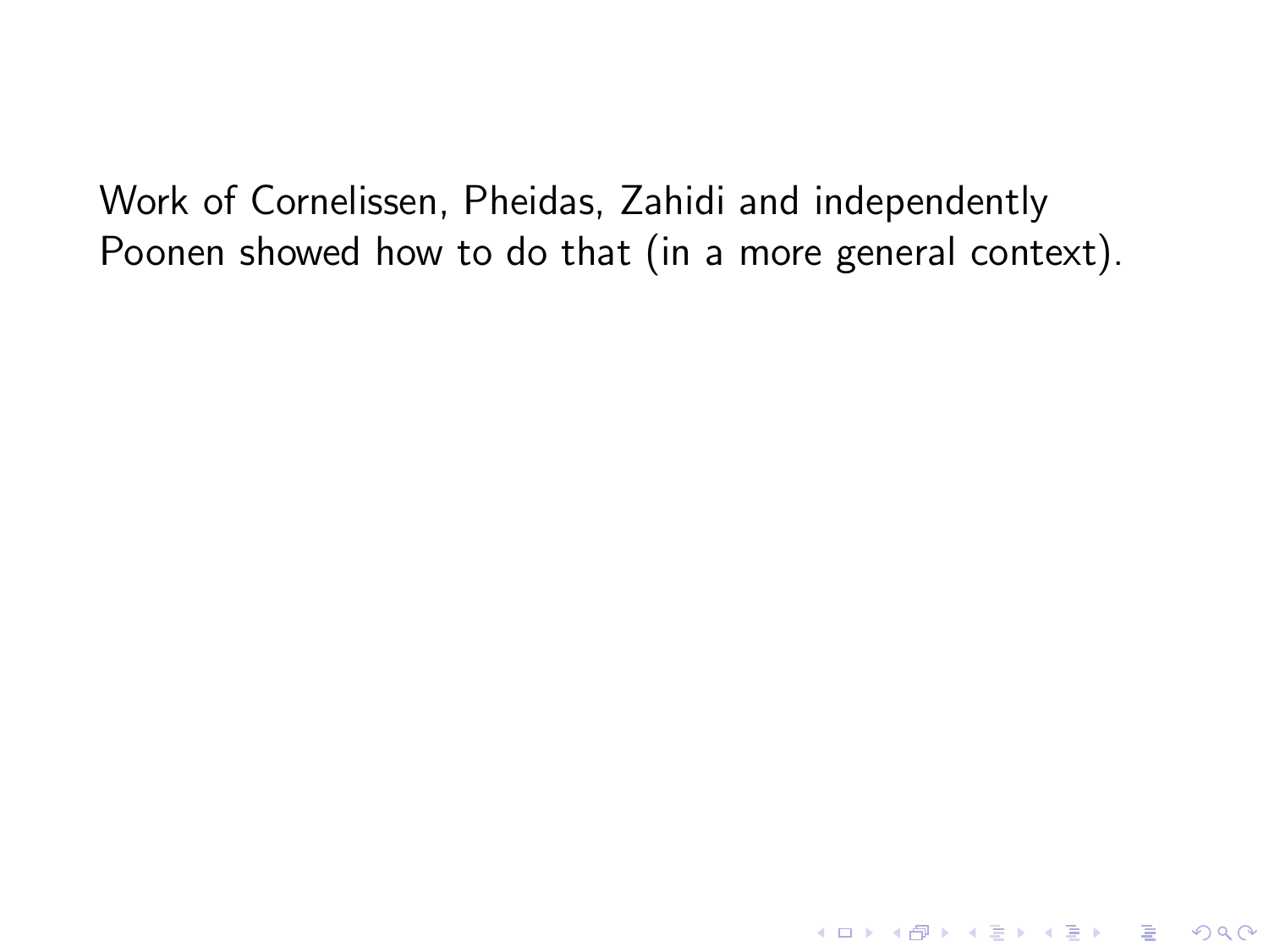Work of Cornelissen, Pheidas, Zahidi and independently Poonen showed how to do that (in a more general context).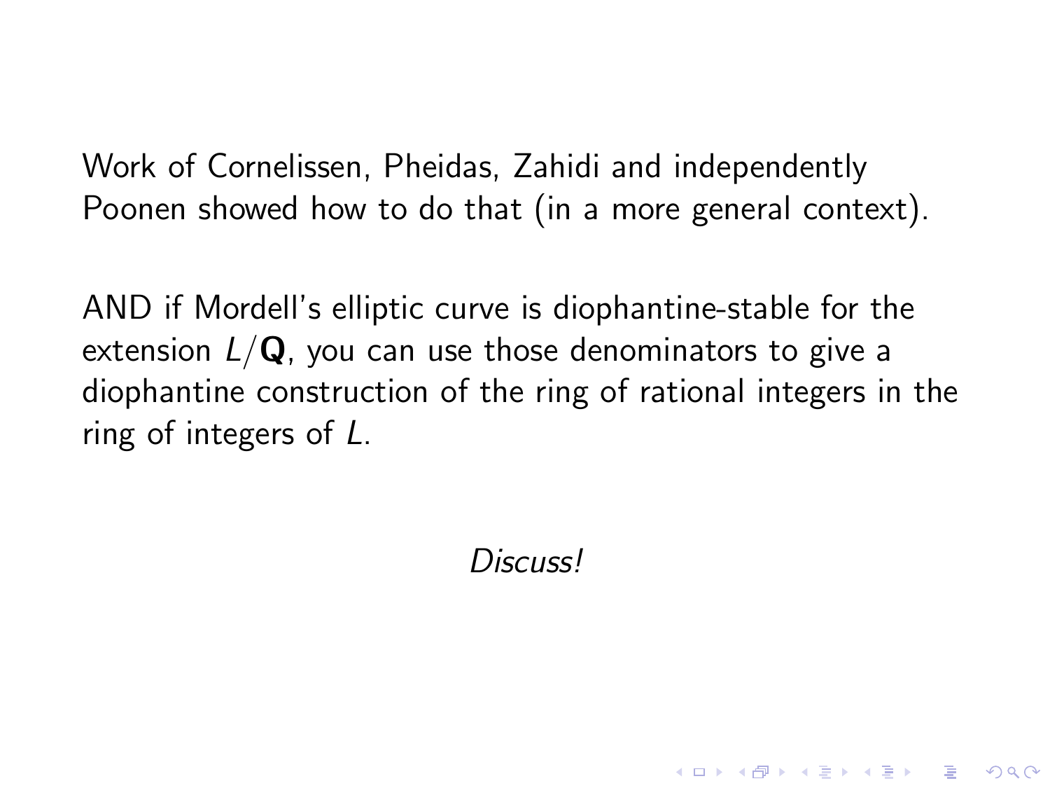Work of Cornelissen, Pheidas, Zahidi and independently Poonen showed how to do that (in a more general context).

AND if Mordell's elliptic curve is diophantine-stable for the extension $L/\mathbf{Q}$, you can use those denominators to give a diophantine construction of the ring of rational integers in the ring of integers of $L$.

*Discuss!*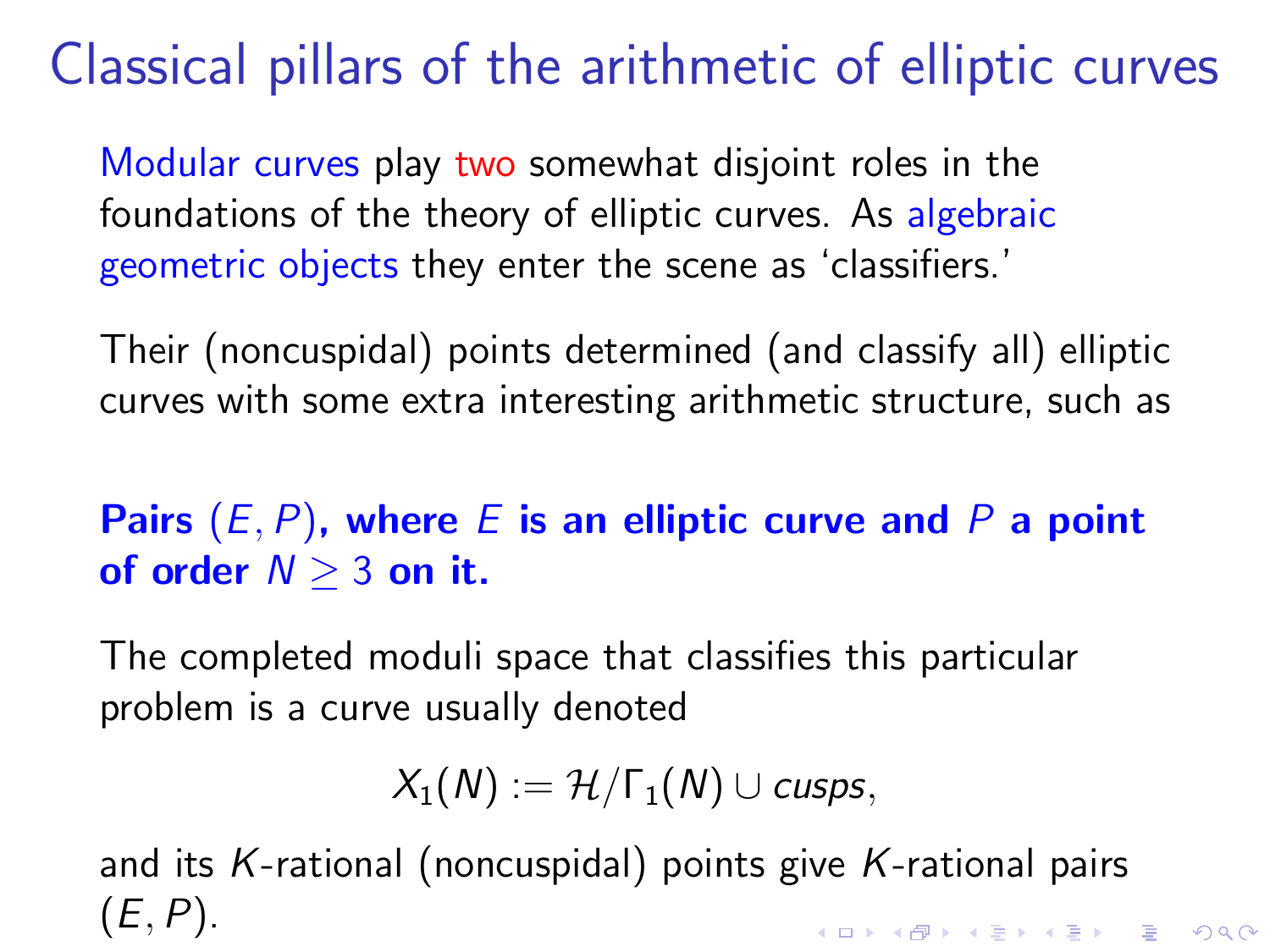# Classical pillars of the arithmetic of elliptic curves

Modular curves play two somewhat disjoint roles in the foundations of the theory of elliptic curves. As algebraic geometric objects they enter the scene as 'classifiers.'

Their (noncuspidal) points determined (and classify all) elliptic curves with some extra interesting arithmetic structure, such as

**Pairs $(E, P)$, where $E$ is an elliptic curve and $P$ a point of order $N \geq 3$ on it.**

The completed moduli space that classifies this particular problem is a curve usually denoted

$$X_1(N) := \mathcal{H}/\Gamma_1(N) \cup cusps,$$

and its $K$-rational (noncuspidal) points give $K$-rational pairs $(E, P)$.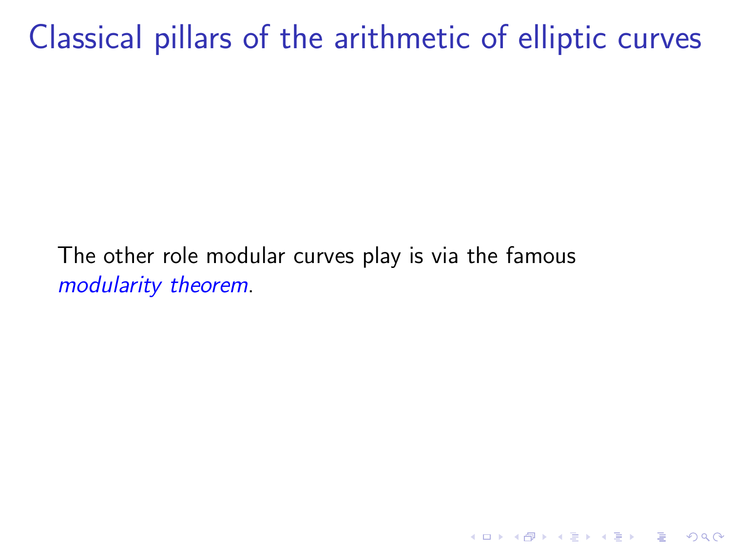# Classical pillars of the arithmetic of elliptic curves

The other role modular curves play is via the famous *modularity theorem*.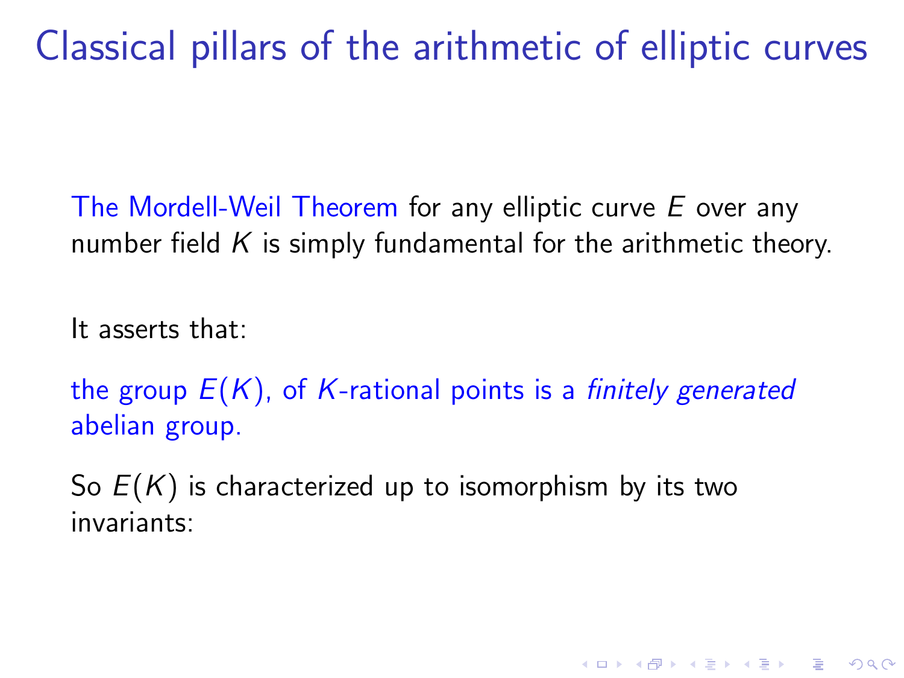# Classical pillars of the arithmetic of elliptic curves

The Mordell-Weil Theorem for any elliptic curve $E$ over any number field $K$ is simply fundamental for the arithmetic theory.

It asserts that:

the group $E(K)$, of $K$-rational points is a *finitely generated* abelian group.

So $E(K)$ is characterized up to isomorphism by its two invariants: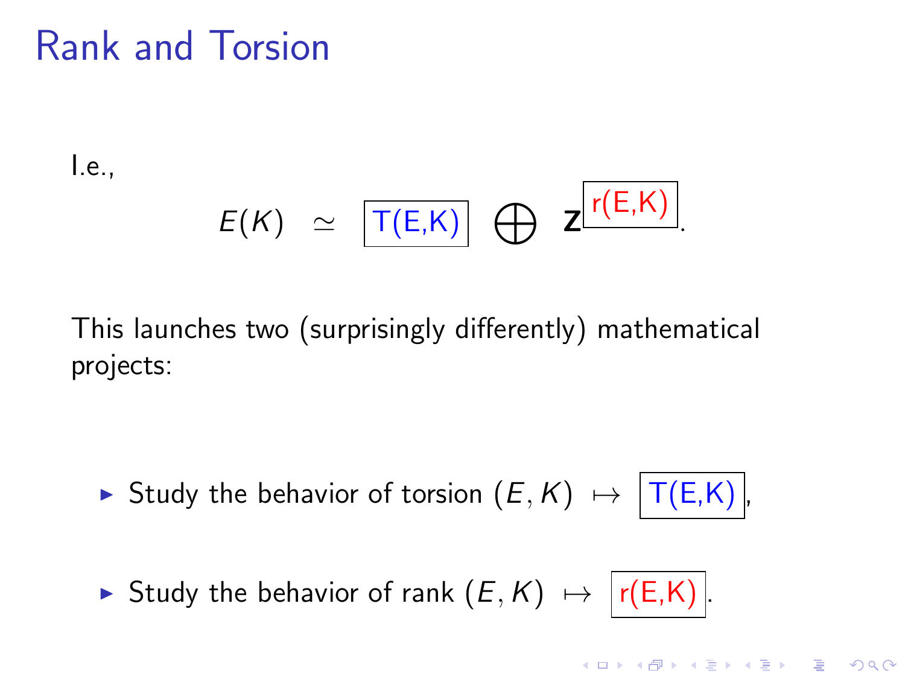# Rank and Torsion

I.e.,

$$E(K) \;\simeq\; \boxed{\text{T(E,K)}} \;\bigoplus\; \mathbf{Z}^{\boxed{\text{r(E,K)}}}.$$

This launches two (surprisingly differently) mathematical projects:

- Study the behavior of torsion $(E, K) \;\mapsto\; \boxed{\text{T(E,K)}}$,
- Study the behavior of rank $(E, K) \;\mapsto\; \boxed{\text{r(E,K)}}$.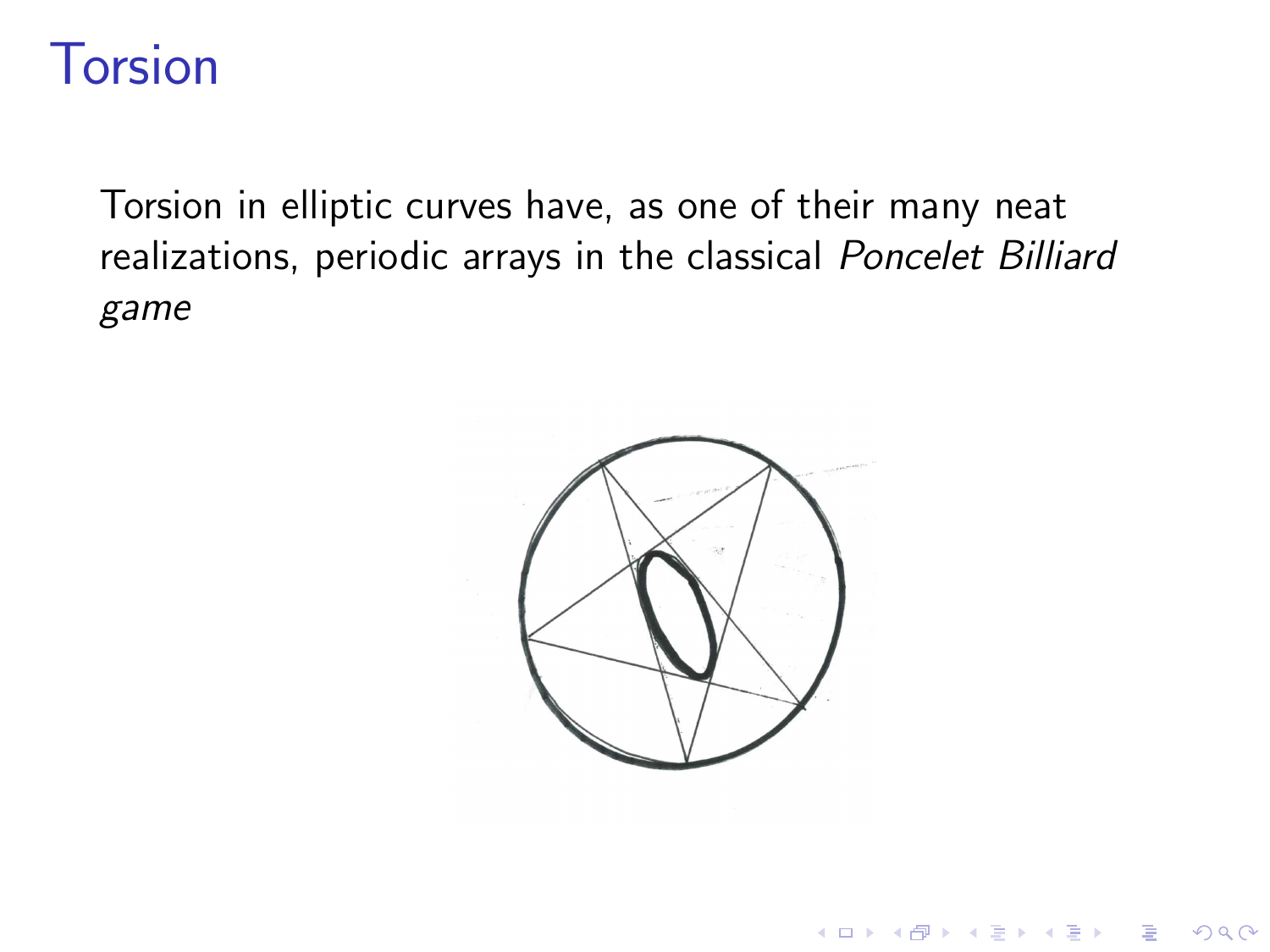# Torsion

Torsion in elliptic curves have, as one of their many neat realizations, periodic arrays in the classical *Poncelet Billiard game*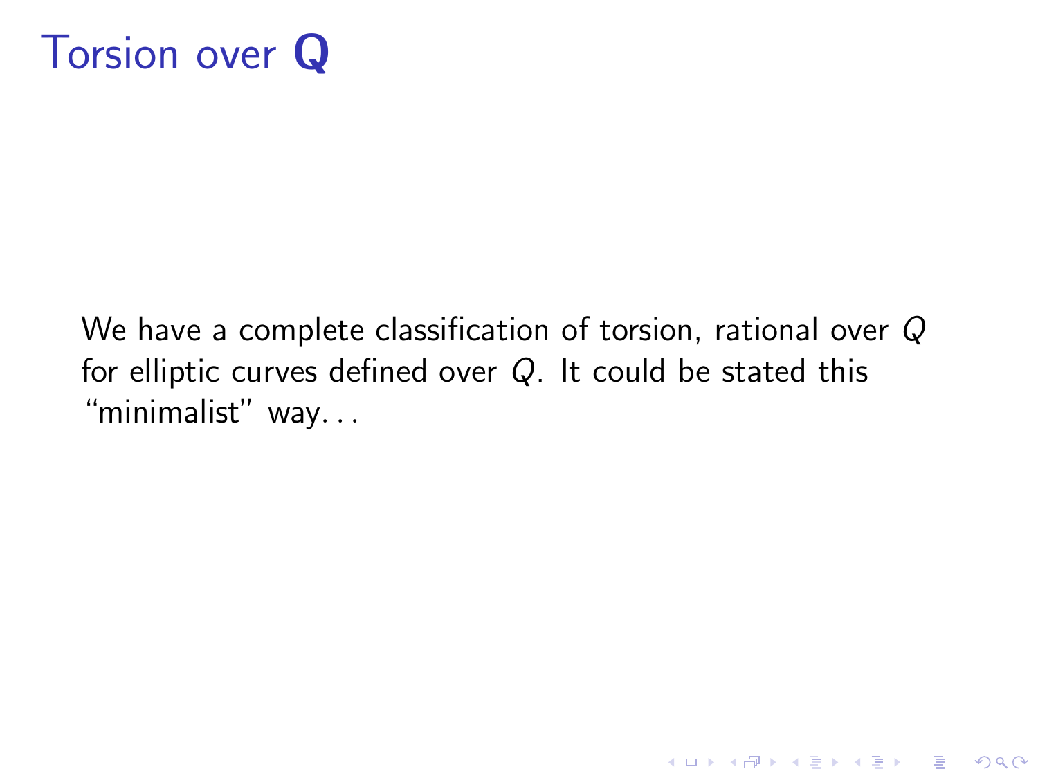# Torsion over $\mathbf{Q}$

We have a complete classification of torsion, rational over $Q$ for elliptic curves defined over $Q$. It could be stated this "minimalist" way. . .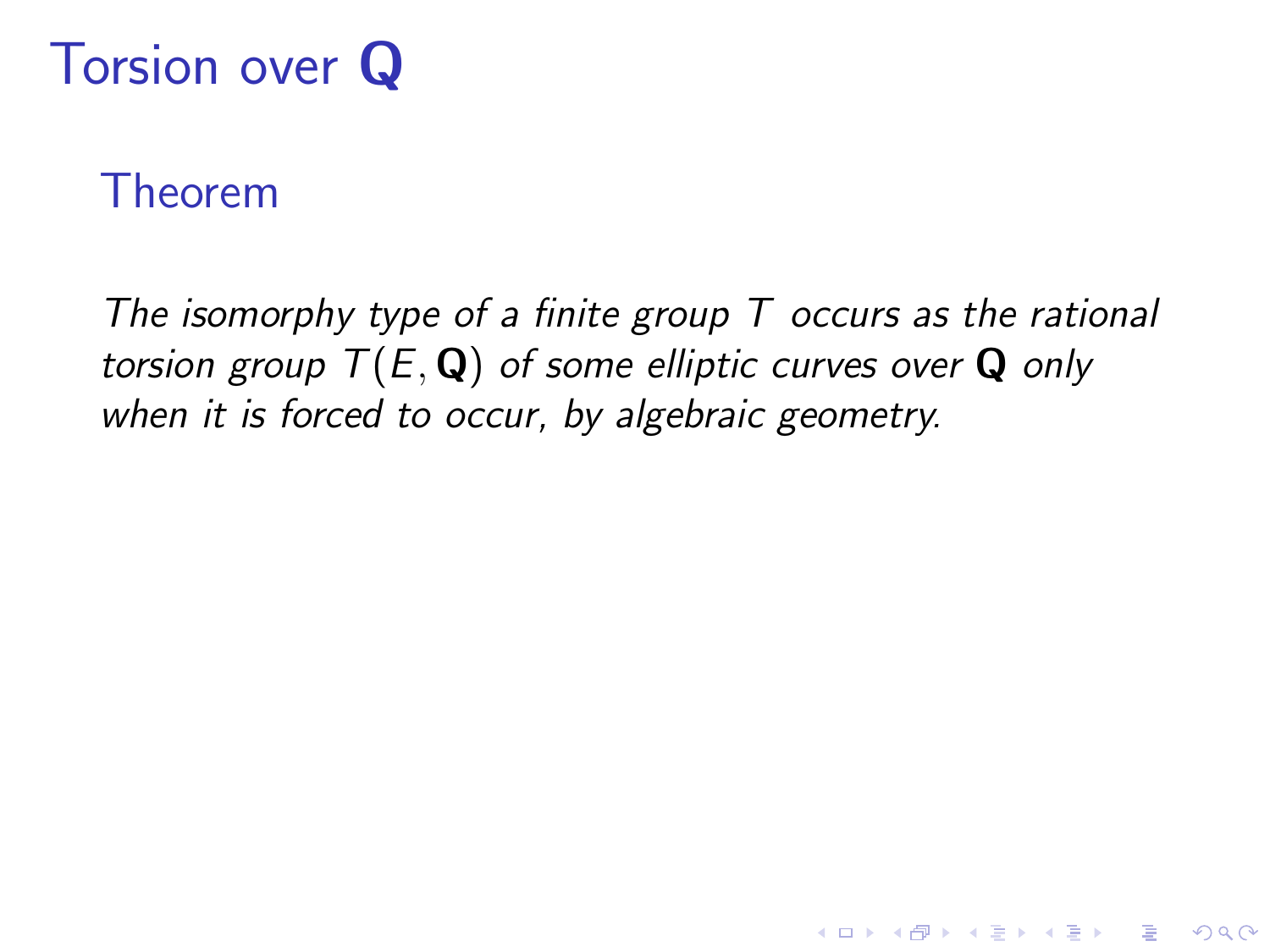# Torsion over $\mathbf{Q}$

## Theorem

*The isomorphy type of a finite group $T$ occurs as the rational torsion group $T(E, \mathbf{Q})$ of some elliptic curves over $\mathbf{Q}$ only when it is forced to occur, by algebraic geometry.*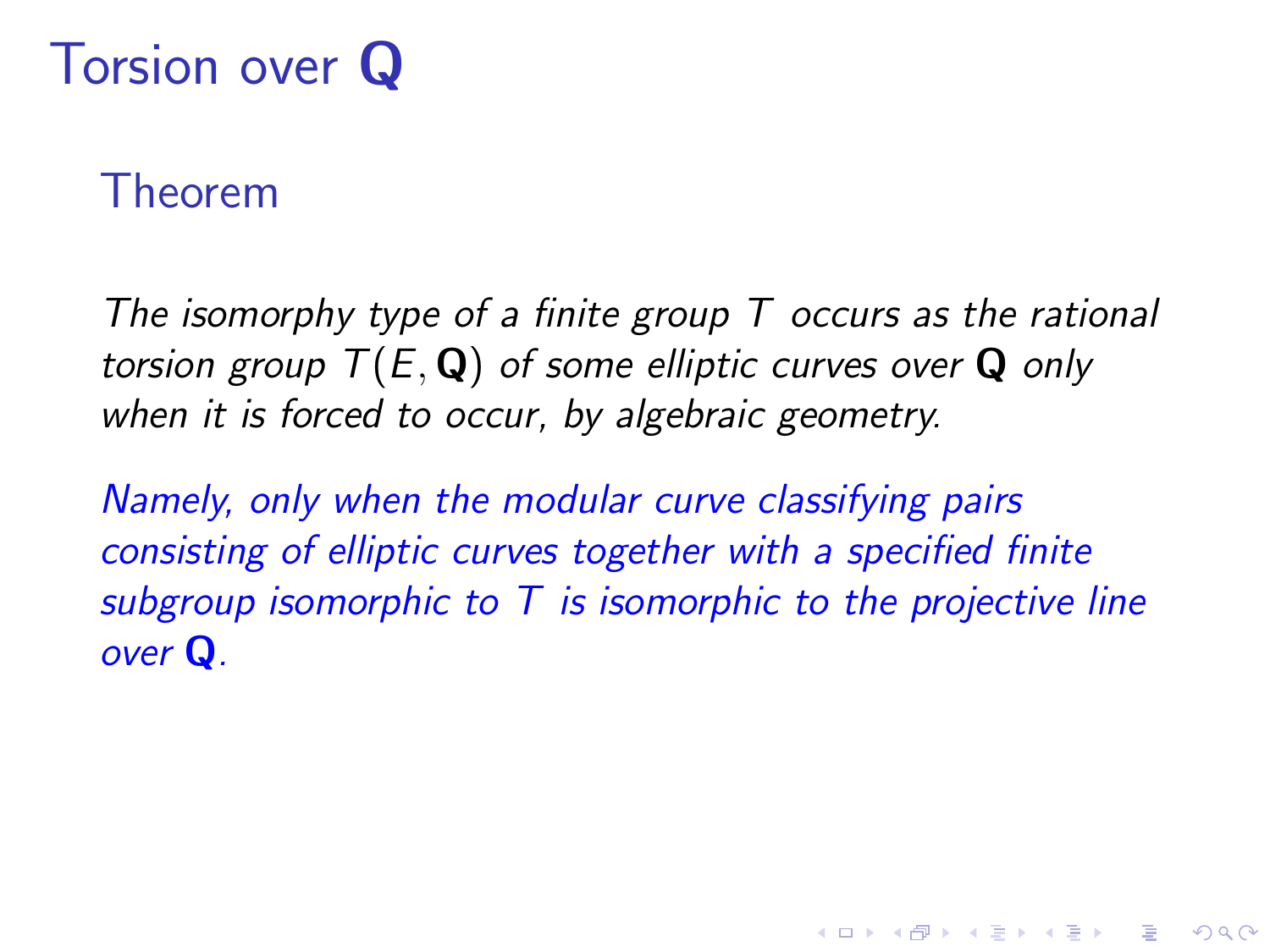# Torsion over $\mathbf{Q}$

## Theorem

*The isomorphy type of a finite group $T$ occurs as the rational torsion group $T(E, \mathbf{Q})$ of some elliptic curves over $\mathbf{Q}$ only when it is forced to occur, by algebraic geometry.*

*Namely, only when the modular curve classifying pairs consisting of elliptic curves together with a specified finite subgroup isomorphic to $T$ is isomorphic to the projective line over $\mathbf{Q}$.*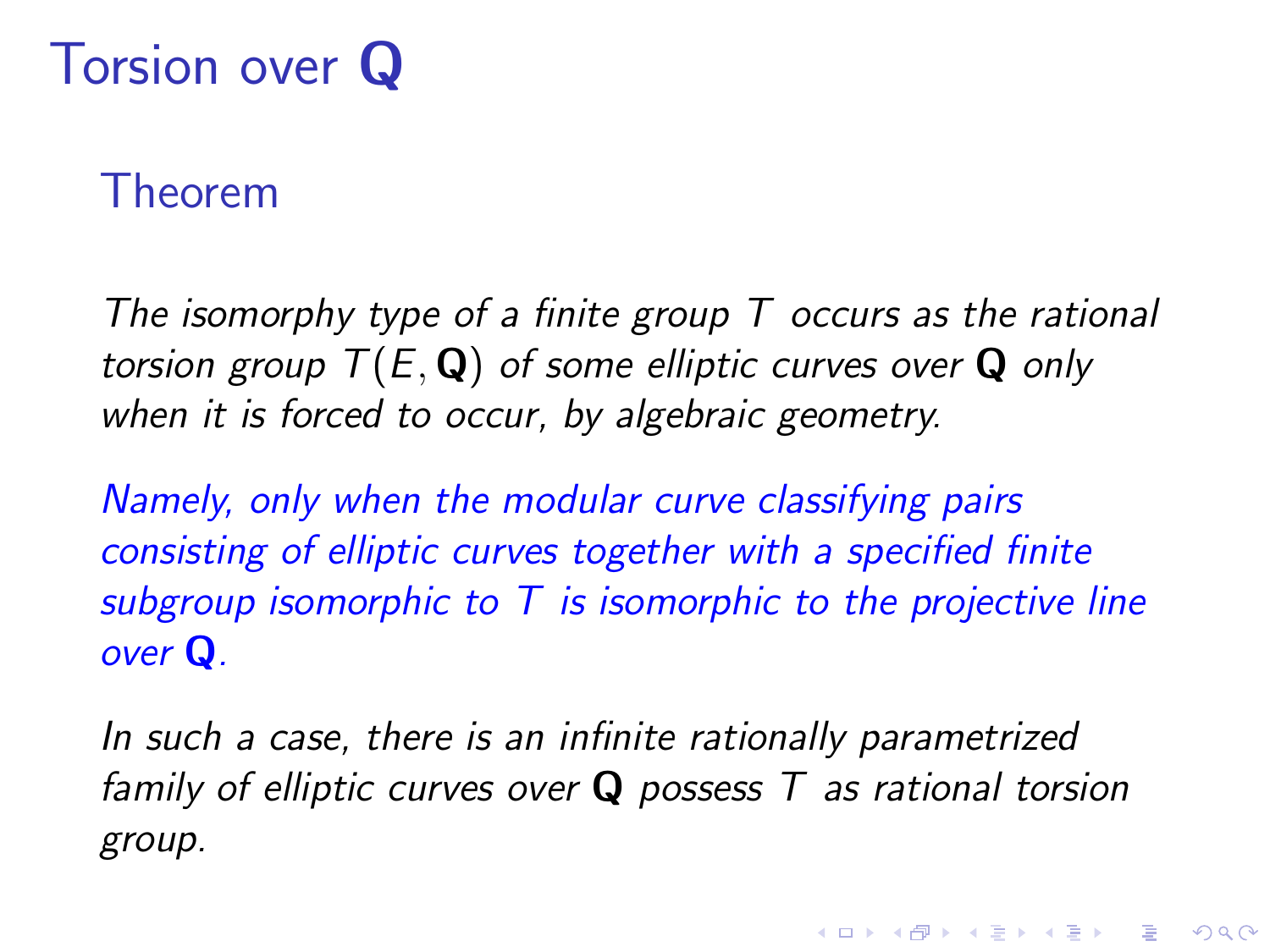# Torsion over $\mathbf{Q}$

## Theorem

*The isomorphy type of a finite group $T$ occurs as the rational torsion group $T(E, \mathbf{Q})$ of some elliptic curves over $\mathbf{Q}$ only when it is forced to occur, by algebraic geometry.*

*Namely, only when the modular curve classifying pairs consisting of elliptic curves together with a specified finite subgroup isomorphic to $T$ is isomorphic to the projective line over $\mathbf{Q}$.*

*In such a case, there is an infinite rationally parametrized family of elliptic curves over $\mathbf{Q}$ possess $T$ as rational torsion group.*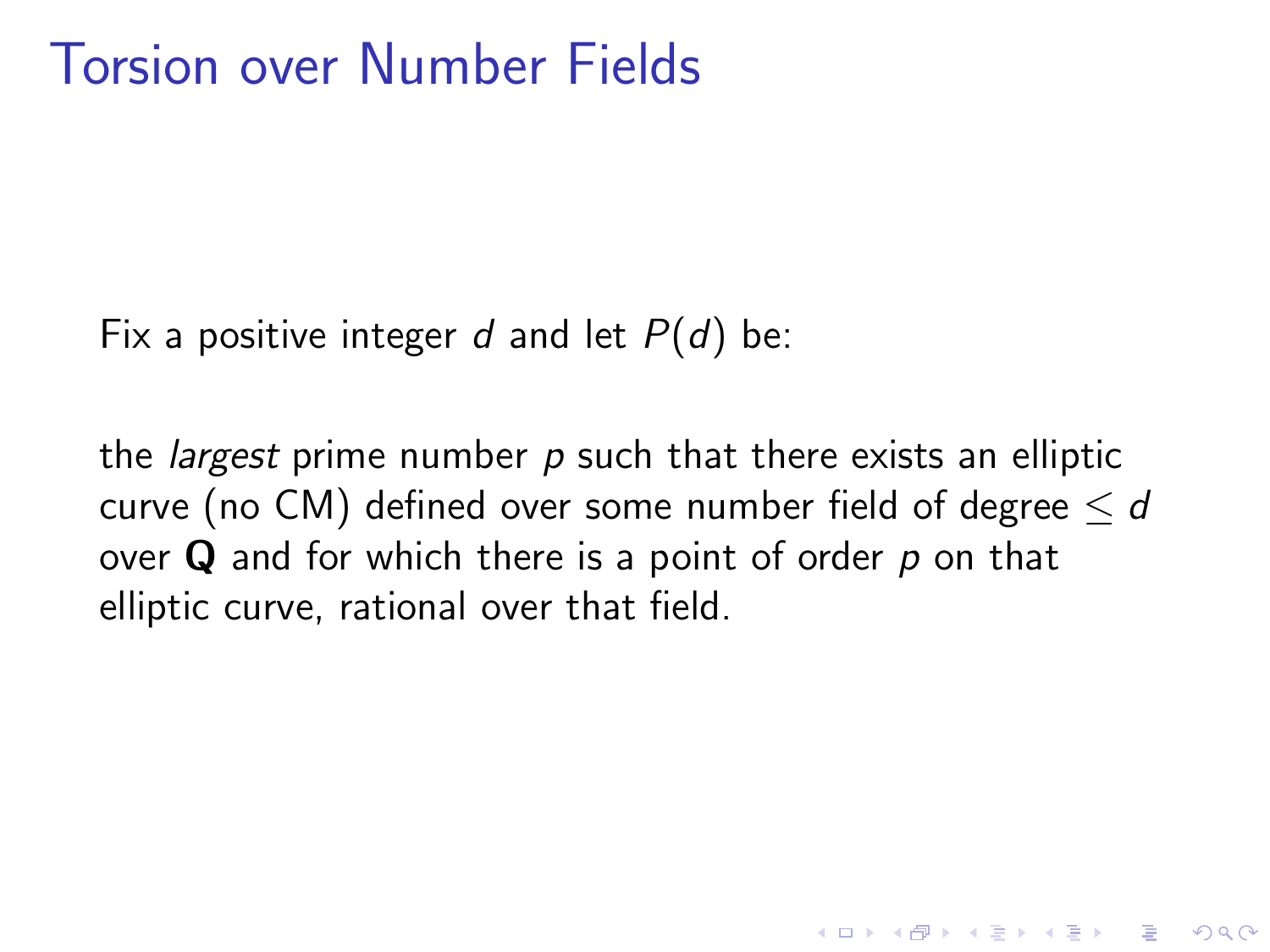# Torsion over Number Fields

Fix a positive integer $d$ and let $P(d)$ be:

the *largest* prime number $p$ such that there exists an elliptic curve (no CM) defined over some number field of degree $\leq d$ over $\mathbf{Q}$ and for which there is a point of order $p$ on that elliptic curve, rational over that field.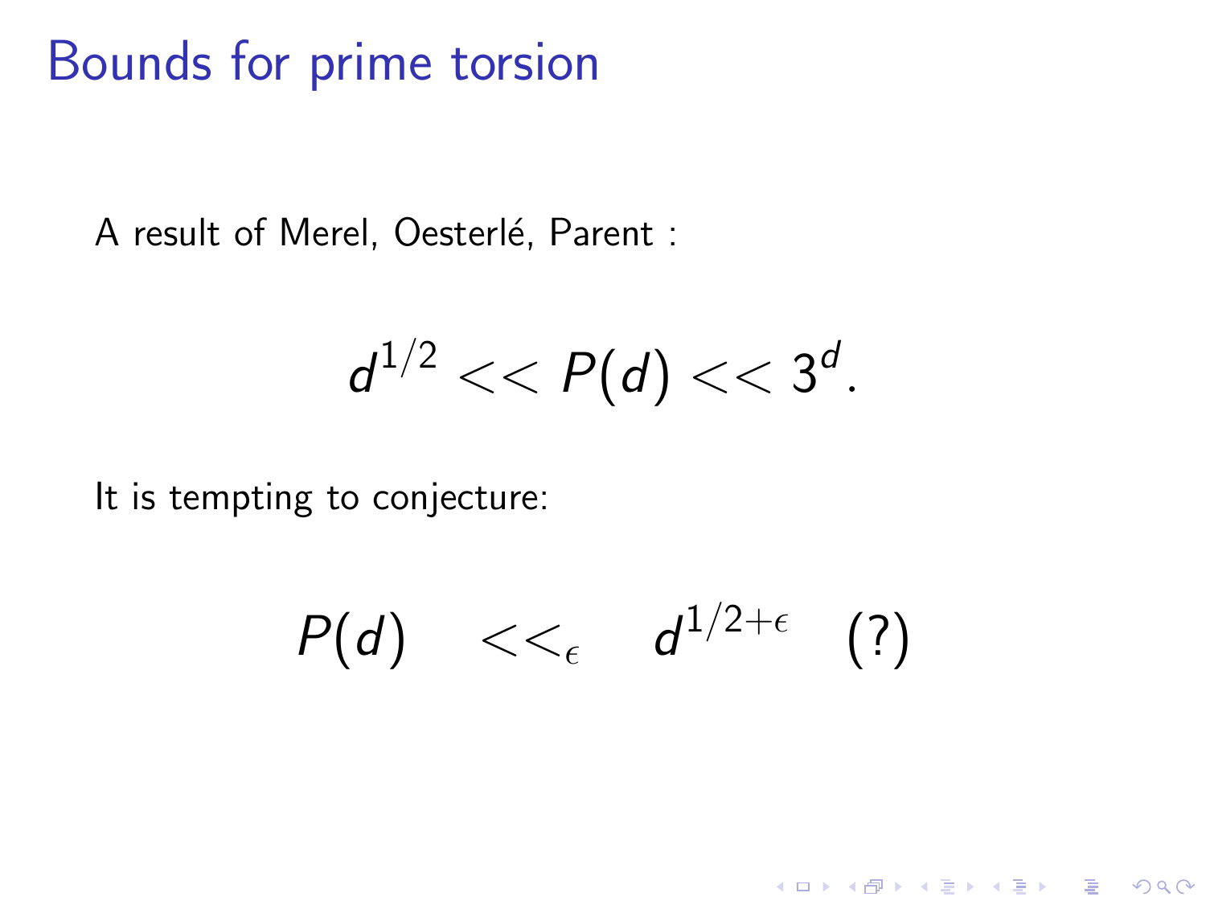# Bounds for prime torsion

A result of Merel, Oesterlé, Parent :

$$d^{1/2} << P(d) << 3^d.$$

It is tempting to conjecture:

$$P(d) \quad <<_{\epsilon} \quad d^{1/2+\epsilon} \quad (?)$$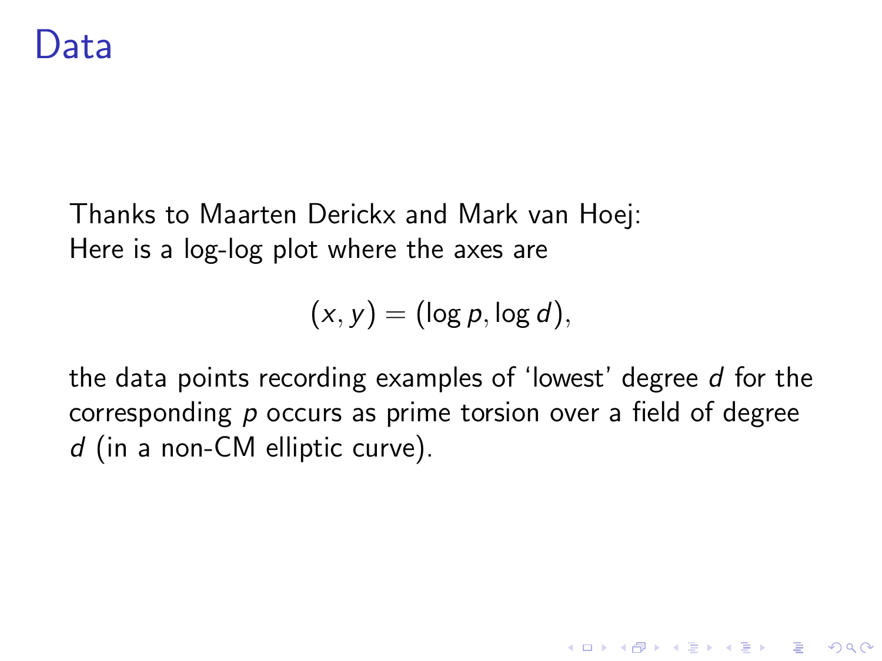# Data

Thanks to Maarten Derickx and Mark van Hoej:
Here is a log-log plot where the axes are

$$(x, y) = (\log p, \log d),$$

the data points recording examples of 'lowest' degree $d$ for the corresponding $p$ occurs as prime torsion over a field of degree $d$ (in a non-CM elliptic curve).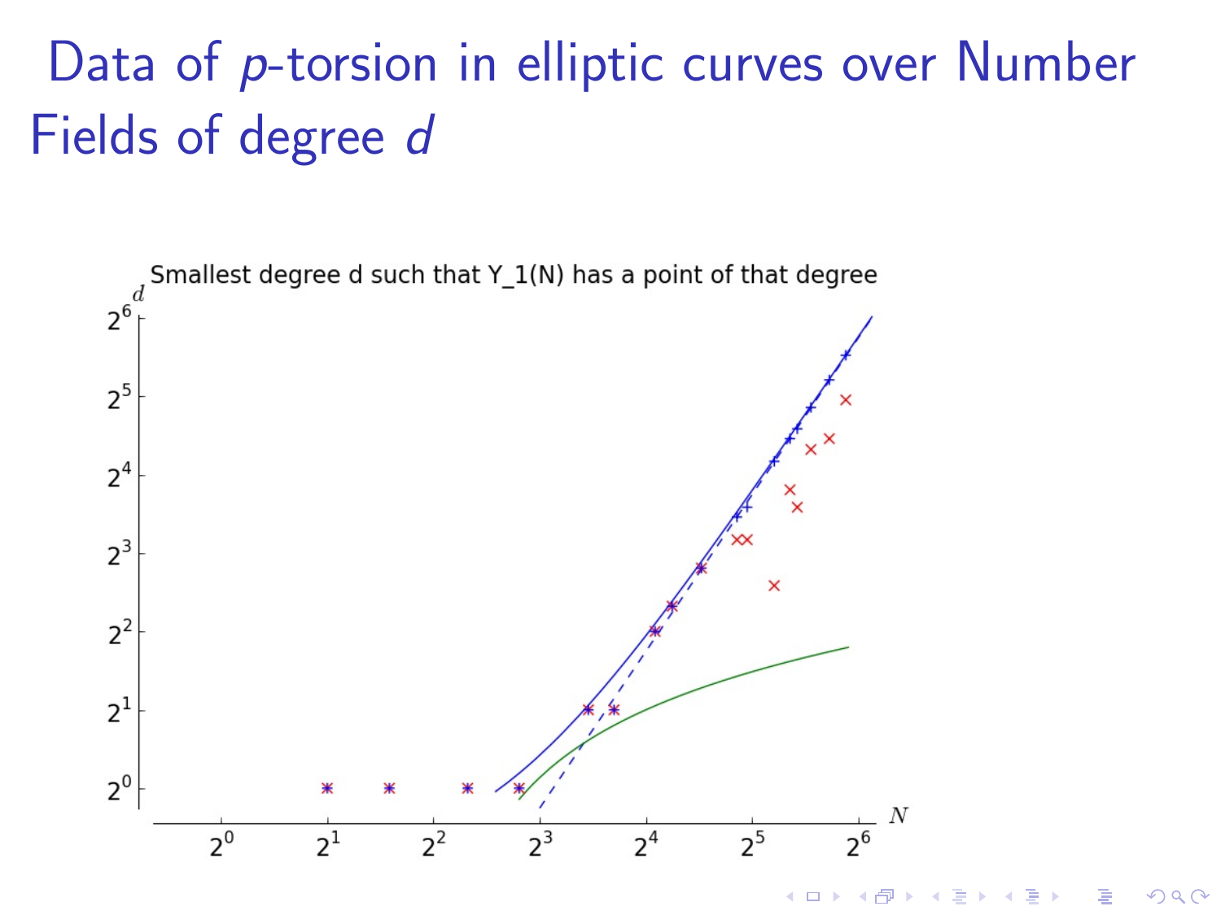# Data of $p$-torsion in elliptic curves over Number Fields of degree $d$

Smallest degree d such that Y_1(N) has a point of that degree

$d$

$2^6$, $2^5$, $2^4$, $2^3$, $2^2$, $2^1$, $2^0$

$2^0$, $2^1$, $2^2$, $2^3$, $2^4$, $2^5$, $2^6$

$N$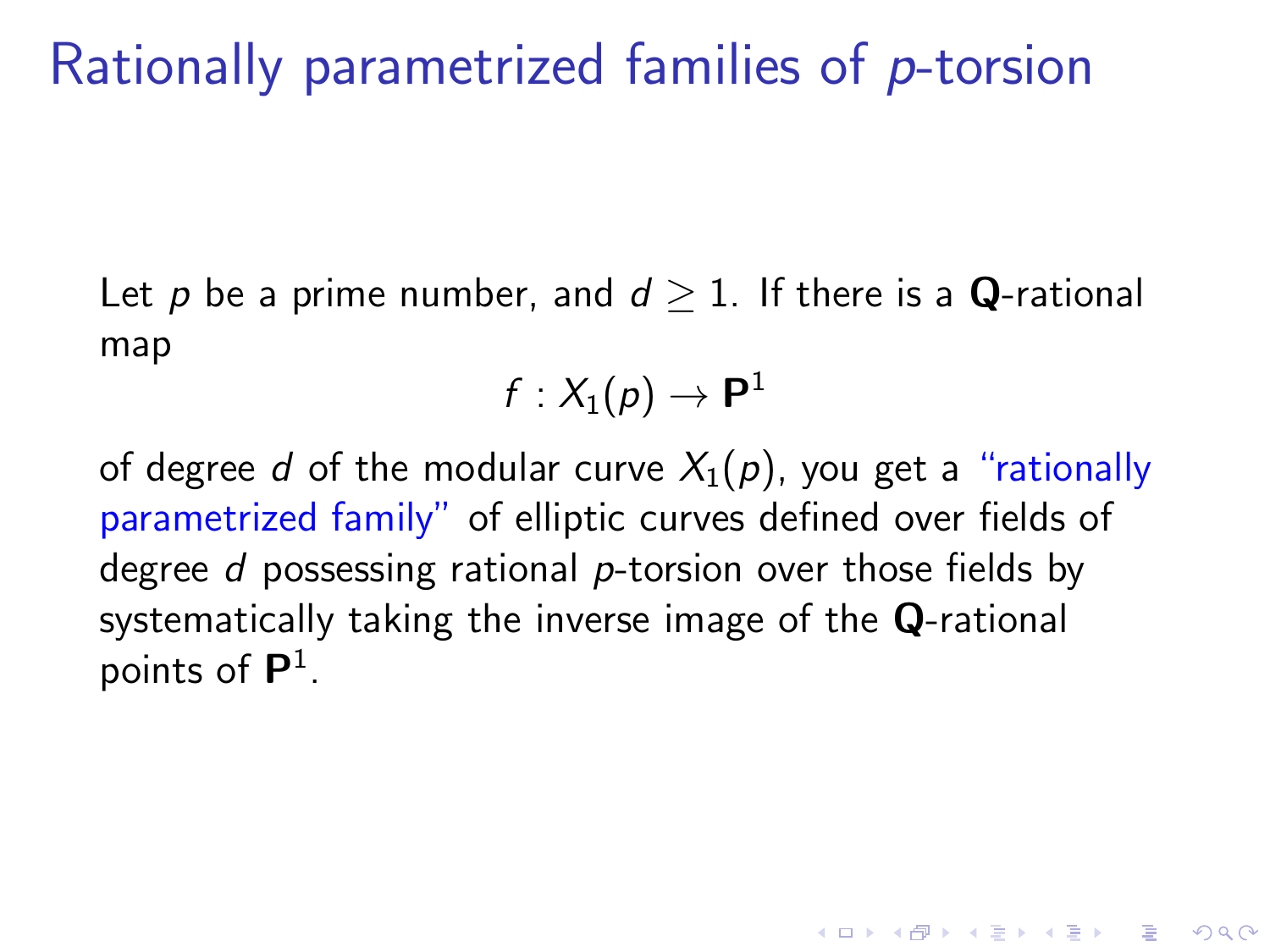# Rationally parametrized families of $p$-torsion

Let $p$ be a prime number, and $d \geq 1$. If there is a $\mathbf{Q}$-rational map

$$f : X_1(p) \to \mathbf{P}^1$$

of degree $d$ of the modular curve $X_1(p)$, you get a "rationally parametrized family" of elliptic curves defined over fields of degree $d$ possessing rational $p$-torsion over those fields by systematically taking the inverse image of the $\mathbf{Q}$-rational points of $\mathbf{P}^1$.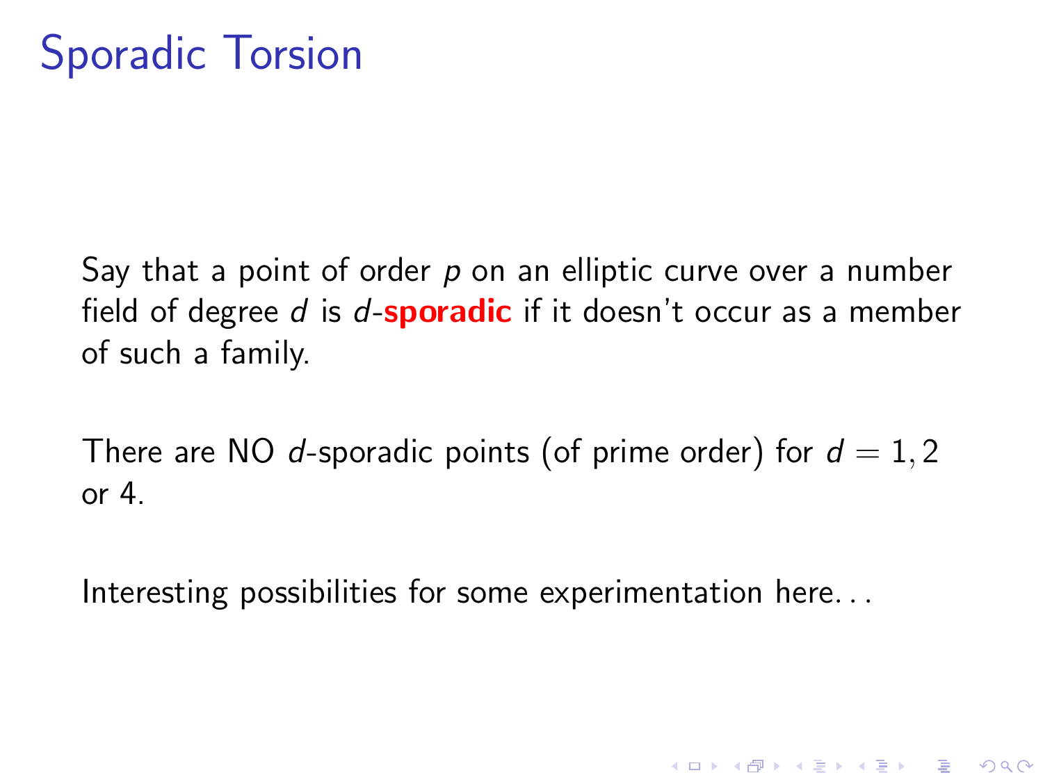# Sporadic Torsion

Say that a point of order $p$ on an elliptic curve over a number field of degree $d$ is $d$-**sporadic** if it doesn't occur as a member of such a family.

There are NO $d$-sporadic points (of prime order) for $d = 1, 2$ or 4.

Interesting possibilities for some experimentation here. . .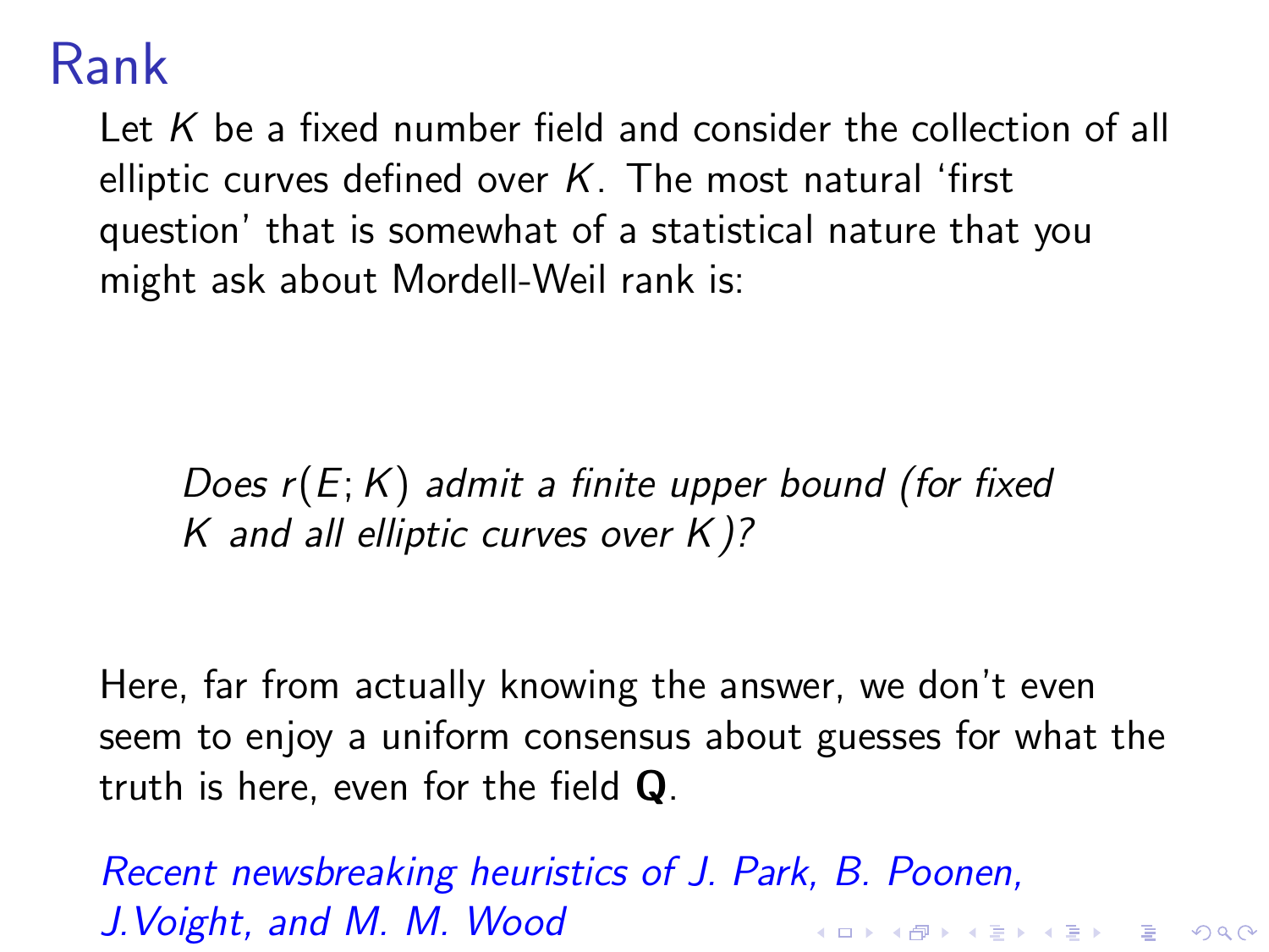# Rank

Let $K$ be a fixed number field and consider the collection of all elliptic curves defined over $K$. The most natural 'first question' that is somewhat of a statistical nature that you might ask about Mordell-Weil rank is:

> *Does $r(E;K)$ admit a finite upper bound (for fixed $K$ and all elliptic curves over $K$)?*

Here, far from actually knowing the answer, we don't even seem to enjoy a uniform consensus about guesses for what the truth is here, even for the field $\mathbf{Q}$.

*Recent newsbreaking heuristics of J. Park, B. Poonen, J.Voight, and M. M. Wood*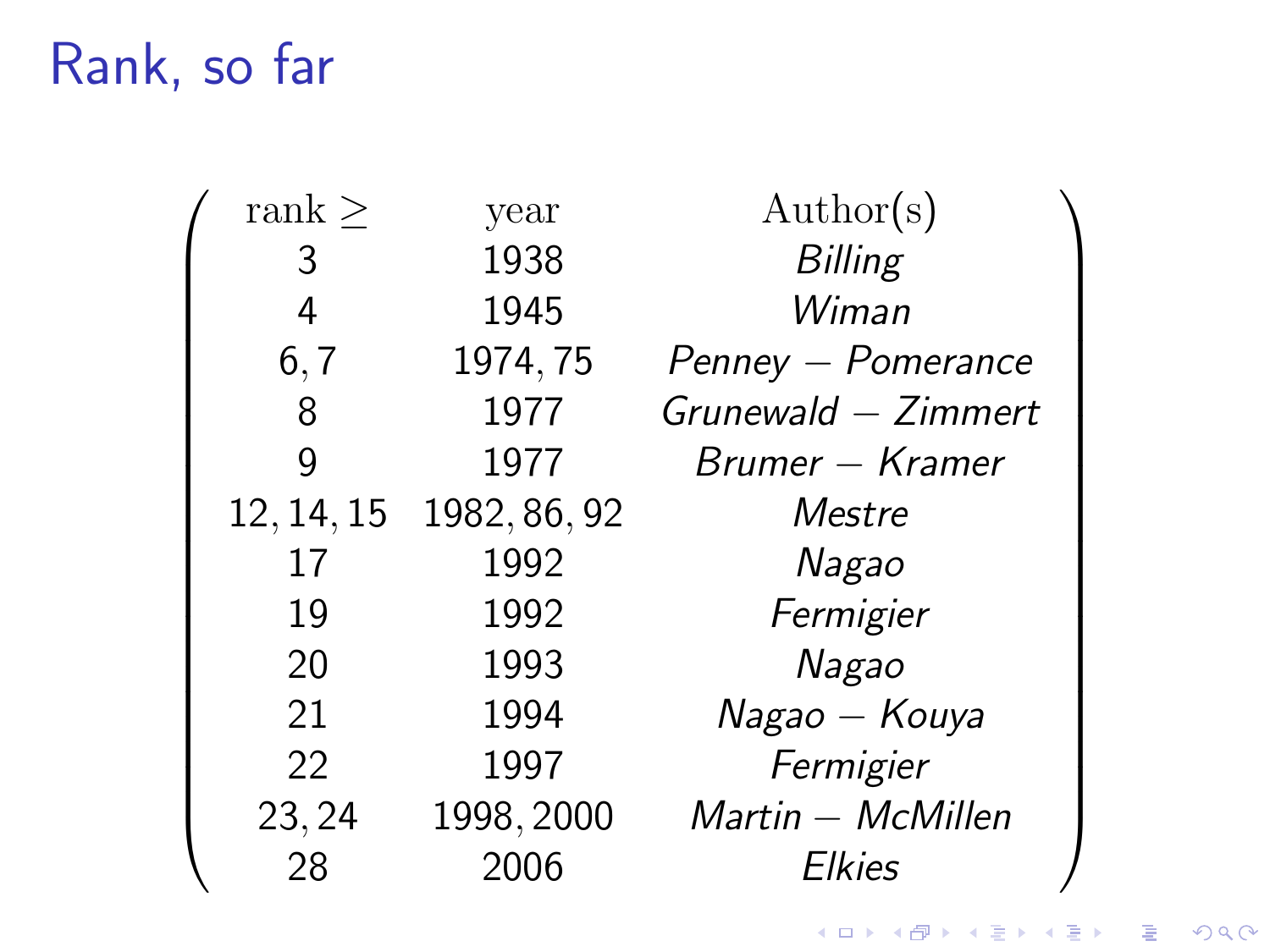# Rank, so far

| rank ≥ | year | Author(s) |
|---|---|---|
| 3 | 1938 | *Billing* |
| 4 | 1945 | *Wiman* |
| 6, 7 | 1974, 75 | *Penney – Pomerance* |
| 8 | 1977 | *Grunewald – Zimmert* |
| 9 | 1977 | *Brumer – Kramer* |
| 12, 14, 15 | 1982, 86, 92 | *Mestre* |
| 17 | 1992 | *Nagao* |
| 19 | 1992 | *Fermigier* |
| 20 | 1993 | *Nagao* |
| 21 | 1994 | *Nagao – Kouya* |
| 22 | 1997 | *Fermigier* |
| 23, 24 | 1998, 2000 | *Martin – McMillen* |
| 28 | 2006 | *Elkies* |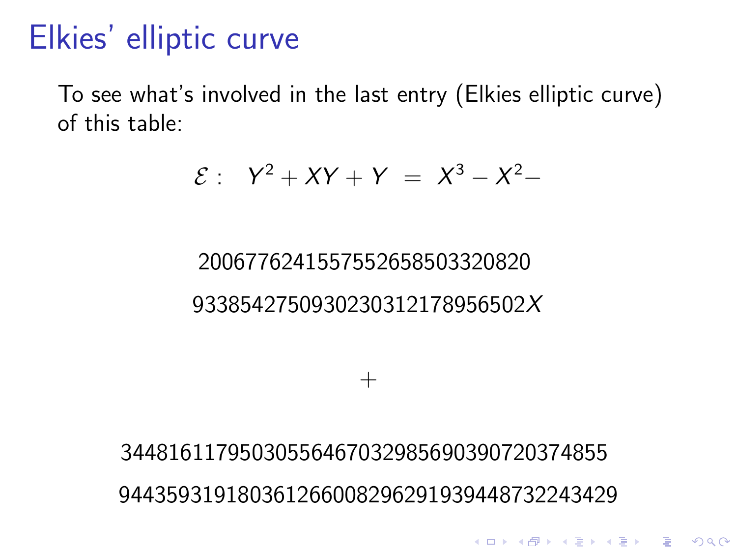# Elkies' elliptic curve

To see what's involved in the last entry (Elkies elliptic curve) of this table:

$$\mathcal{E}: \quad Y^2 + XY + Y \;=\; X^3 - X^2 -$$

$$20067762415575526585033208209338542750930230312178956502X$$

$$+$$

$$34481611795030556467032985690390720374855944359319180361266008296291939448732243429$$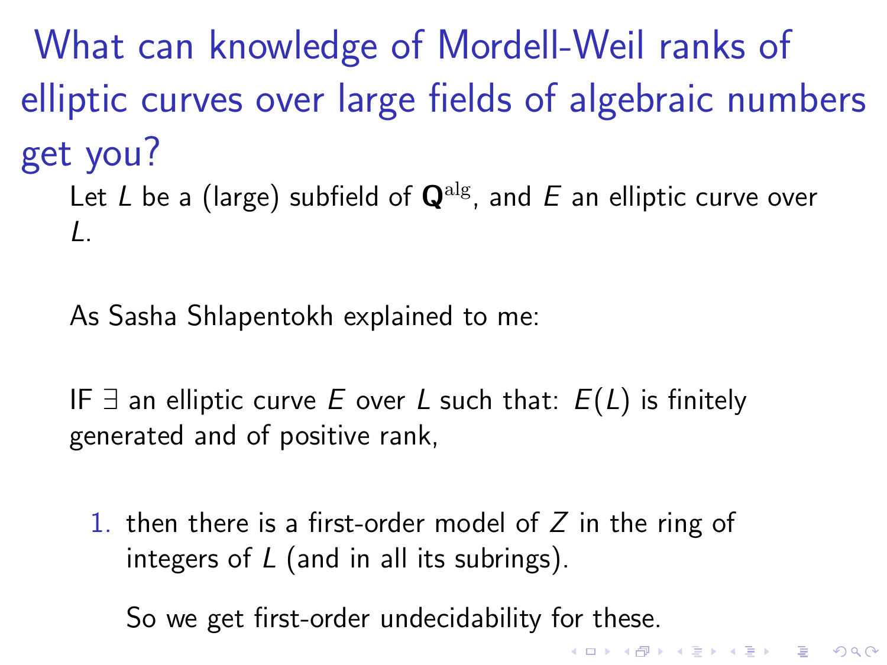# What can knowledge of Mordell-Weil ranks of elliptic curves over large fields of algebraic numbers get you?

Let $L$ be a (large) subfield of $\mathbf{Q}^{\mathrm{alg}}$, and $E$ an elliptic curve over $L$.

As Sasha Shlapentokh explained to me:

IF $\exists$ an elliptic curve $E$ over $L$ such that: $E(L)$ is finitely generated and of positive rank,

1. then there is a first-order model of $Z$ in the ring of integers of $L$ (and in all its subrings).

   So we get first-order undecidability for these.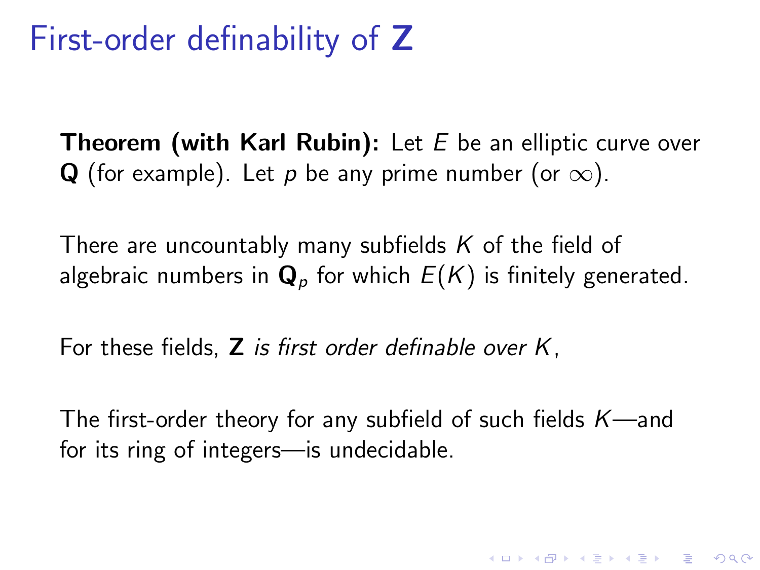# First-order definability of $\mathbf{Z}$

**Theorem (with Karl Rubin):** Let $E$ be an elliptic curve over $\mathbf{Q}$ (for example). Let $p$ be any prime number (or $\infty$).

There are uncountably many subfields $K$ of the field of algebraic numbers in $\mathbf{Q}_p$ for which $E(K)$ is finitely generated.

For these fields, $\mathbf{Z}$ *is first order definable over* $K$,

The first-order theory for any subfield of such fields $K$—and for its ring of integers—is undecidable.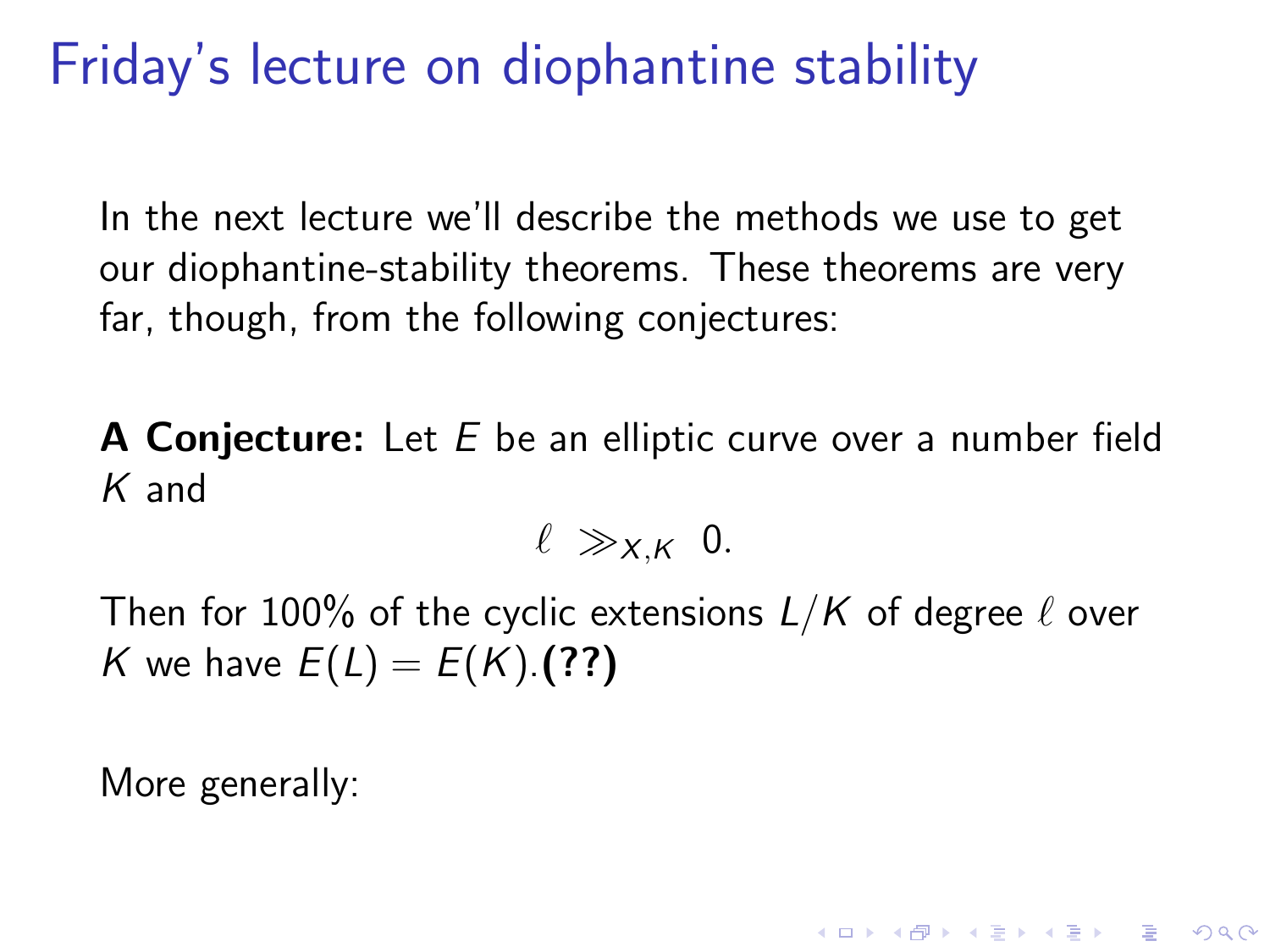# Friday's lecture on diophantine stability

In the next lecture we'll describe the methods we use to get our diophantine-stability theorems. These theorems are very far, though, from the following conjectures:

**A Conjecture:** Let $E$ be an elliptic curve over a number field $K$ and

$$\ell \gg_{X,K} 0.$$

Then for 100% of the cyclic extensions $L/K$ of degree $\ell$ over $K$ we have $E(L) = E(K)$.**(??)**

More generally: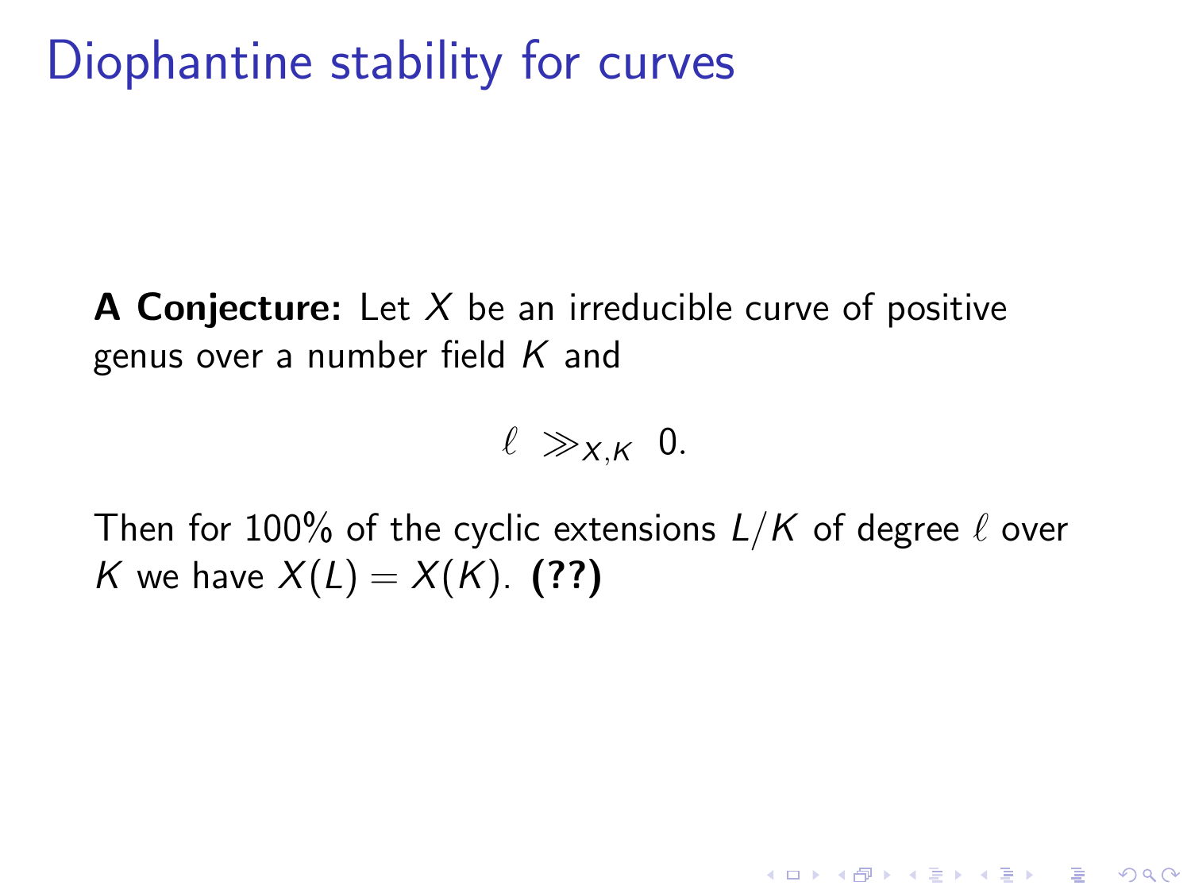# Diophantine stability for curves

**A Conjecture:** Let $X$ be an irreducible curve of positive genus over a number field $K$ and

$$\ell \gg_{X,K} 0.$$

Then for 100% of the cyclic extensions $L/K$ of degree $\ell$ over $K$ we have $X(L) = X(K)$. **(??)**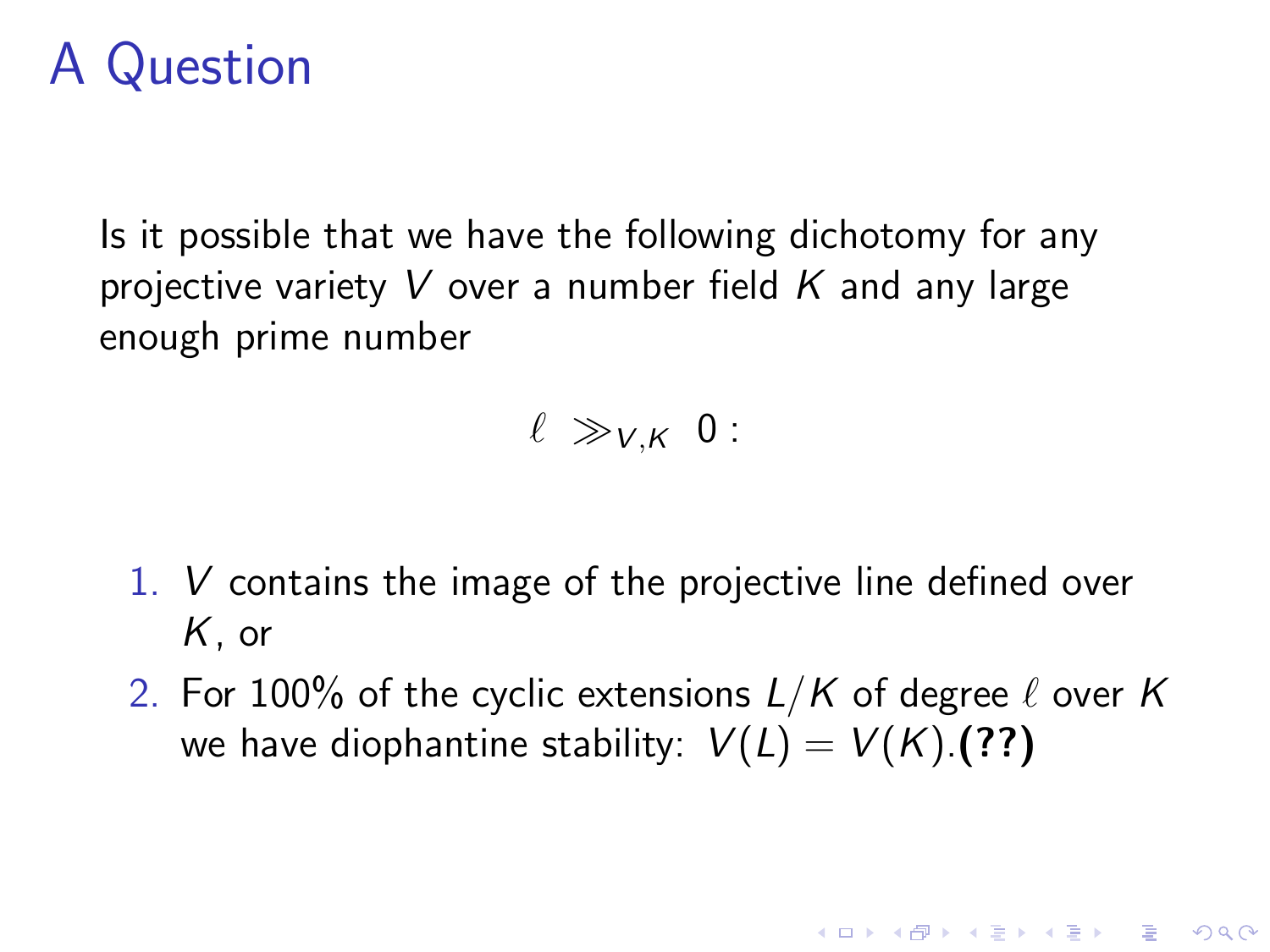# A Question

Is it possible that we have the following dichotomy for any projective variety $V$ over a number field $K$ and any large enough prime number

$$\ell \gg_{V,K} 0 :$$

1. $V$ contains the image of the projective line defined over $K$, or
2. For 100% of the cyclic extensions $L/K$ of degree $\ell$ over $K$ we have diophantine stability: $V(L) = V(K)$.**(??)**